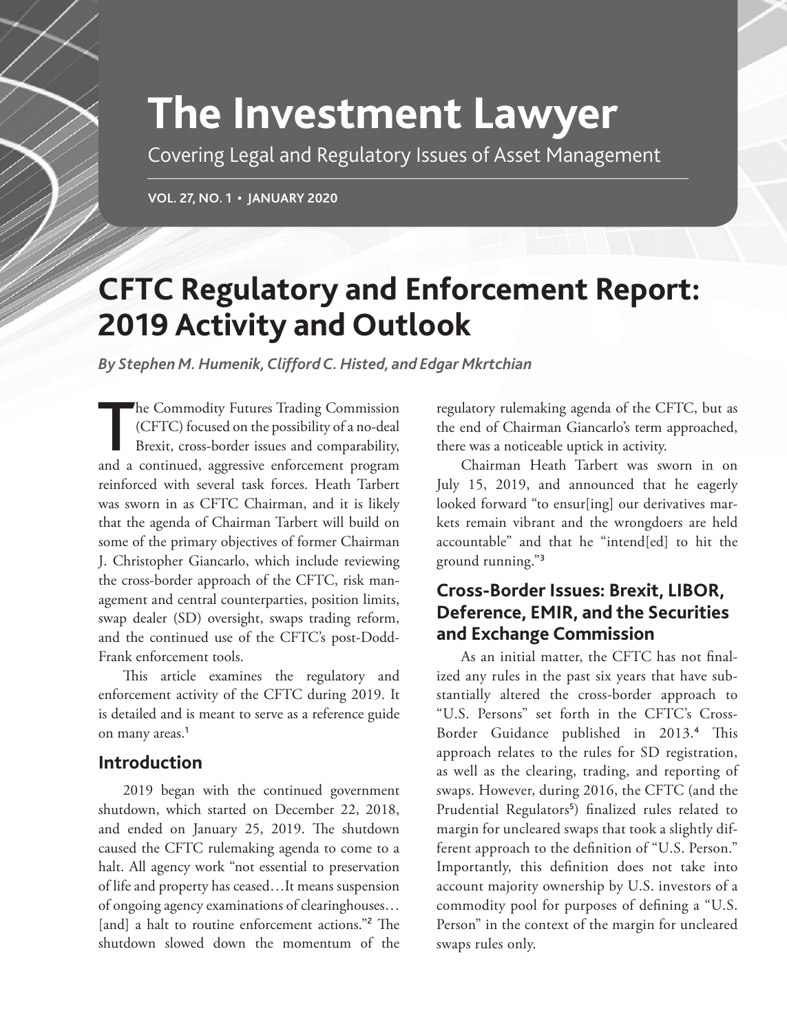# The Investment Lawyer

Covering Legal and Regulatory Issues of Asset Management

VOL. 27, NO. 1 • JANUARY 2020

# CFTC Regulatory and Enforcement Report: 2019 Activity and Outlook

*By Stephen M. Humenik, Clifford C. Histed, and Edgar Mkrtchian*

The Commodity Futures Trading Commission (CFTC) focused on the possibility of a no-deal Brexit, cross-border issues and comparability, and a continued, aggressive enforcement program reinforced with several task forces. Heath Tarbert was sworn in as CFTC Chairman, and it is likely that the agenda of Chairman Tarbert will build on some of the primary objectives of former Chairman J. Christopher Giancarlo, which include reviewing the cross-border approach of the CFTC, risk management and central counterparties, position limits, swap dealer (SD) oversight, swaps trading reform, and the continued use of the CFTC's post-Dodd-Frank enforcement tools.

This article examines the regulatory and enforcement activity of the CFTC during 2019. It is detailed and is meant to serve as a reference guide on many areas.[1]

## Introduction

2019 began with the continued government shutdown, which started on December 22, 2018, and ended on January 25, 2019. The shutdown caused the CFTC rulemaking agenda to come to a halt. All agency work "not essential to preservation of life and property has ceased…It means suspension of ongoing agency examinations of clearinghouses… [and] a halt to routine enforcement actions."[2] The shutdown slowed down the momentum of the regulatory rulemaking agenda of the CFTC, but as the end of Chairman Giancarlo's term approached, there was a noticeable uptick in activity.

Chairman Heath Tarbert was sworn in on July 15, 2019, and announced that he eagerly looked forward "to ensur[ing] our derivatives markets remain vibrant and the wrongdoers are held accountable" and that he "intend[ed] to hit the ground running."[3]

## Cross-Border Issues: Brexit, LIBOR, Deference, EMIR, and the Securities and Exchange Commission

As an initial matter, the CFTC has not finalized any rules in the past six years that have substantially altered the cross-border approach to "U.S. Persons" set forth in the CFTC's Cross-Border Guidance published in 2013.[4] This approach relates to the rules for SD registration, as well as the clearing, trading, and reporting of swaps. However, during 2016, the CFTC (and the Prudential Regulators[5]) finalized rules related to margin for uncleared swaps that took a slightly different approach to the definition of "U.S. Person." Importantly, this definition does not take into account majority ownership by U.S. investors of a commodity pool for purposes of defining a "U.S. Person" in the context of the margin for uncleared swaps rules only.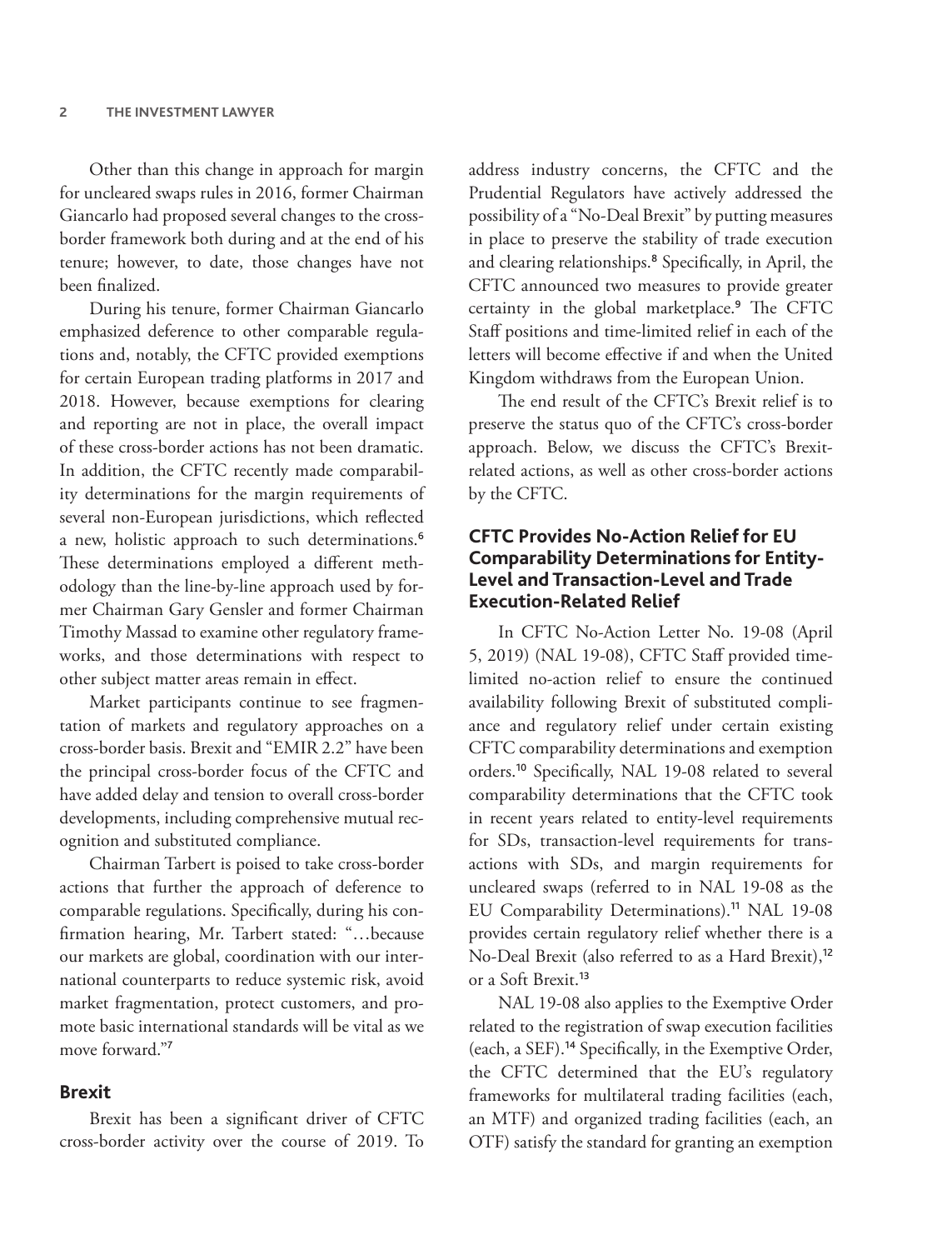Other than this change in approach for margin for uncleared swaps rules in 2016, former Chairman Giancarlo had proposed several changes to the cross-border framework both during and at the end of his tenure; however, to date, those changes have not been finalized.

During his tenure, former Chairman Giancarlo emphasized deference to other comparable regulations and, notably, the CFTC provided exemptions for certain European trading platforms in 2017 and 2018. However, because exemptions for clearing and reporting are not in place, the overall impact of these cross-border actions has not been dramatic. In addition, the CFTC recently made comparability determinations for the margin requirements of several non-European jurisdictions, which reflected a new, holistic approach to such determinations.[6] These determinations employed a different methodology than the line-by-line approach used by former Chairman Gary Gensler and former Chairman Timothy Massad to examine other regulatory frameworks, and those determinations with respect to other subject matter areas remain in effect.

Market participants continue to see fragmentation of markets and regulatory approaches on a cross-border basis. Brexit and "EMIR 2.2" have been the principal cross-border focus of the CFTC and have added delay and tension to overall cross-border developments, including comprehensive mutual recognition and substituted compliance.

Chairman Tarbert is poised to take cross-border actions that further the approach of deference to comparable regulations. Specifically, during his confirmation hearing, Mr. Tarbert stated: "…because our markets are global, coordination with our international counterparts to reduce systemic risk, avoid market fragmentation, protect customers, and promote basic international standards will be vital as we move forward."[7]

## Brexit

Brexit has been a significant driver of CFTC cross-border activity over the course of 2019. To address industry concerns, the CFTC and the Prudential Regulators have actively addressed the possibility of a "No-Deal Brexit" by putting measures in place to preserve the stability of trade execution and clearing relationships.[8] Specifically, in April, the CFTC announced two measures to provide greater certainty in the global marketplace.[9] The CFTC Staff positions and time-limited relief in each of the letters will become effective if and when the United Kingdom withdraws from the European Union.

The end result of the CFTC's Brexit relief is to preserve the status quo of the CFTC's cross-border approach. Below, we discuss the CFTC's Brexit-related actions, as well as other cross-border actions by the CFTC.

### CFTC Provides No-Action Relief for EU Comparability Determinations for Entity-Level and Transaction-Level and Trade Execution-Related Relief

In CFTC No-Action Letter No. 19-08 (April 5, 2019) (NAL 19-08), CFTC Staff provided time-limited no-action relief to ensure the continued availability following Brexit of substituted compliance and regulatory relief under certain existing CFTC comparability determinations and exemption orders.[10] Specifically, NAL 19-08 related to several comparability determinations that the CFTC took in recent years related to entity-level requirements for SDs, transaction-level requirements for transactions with SDs, and margin requirements for uncleared swaps (referred to in NAL 19-08 as the EU Comparability Determinations).[11] NAL 19-08 provides certain regulatory relief whether there is a No-Deal Brexit (also referred to as a Hard Brexit),[12] or a Soft Brexit.[13]

NAL 19-08 also applies to the Exemptive Order related to the registration of swap execution facilities (each, a SEF).[14] Specifically, in the Exemptive Order, the CFTC determined that the EU's regulatory frameworks for multilateral trading facilities (each, an MTF) and organized trading facilities (each, an OTF) satisfy the standard for granting an exemption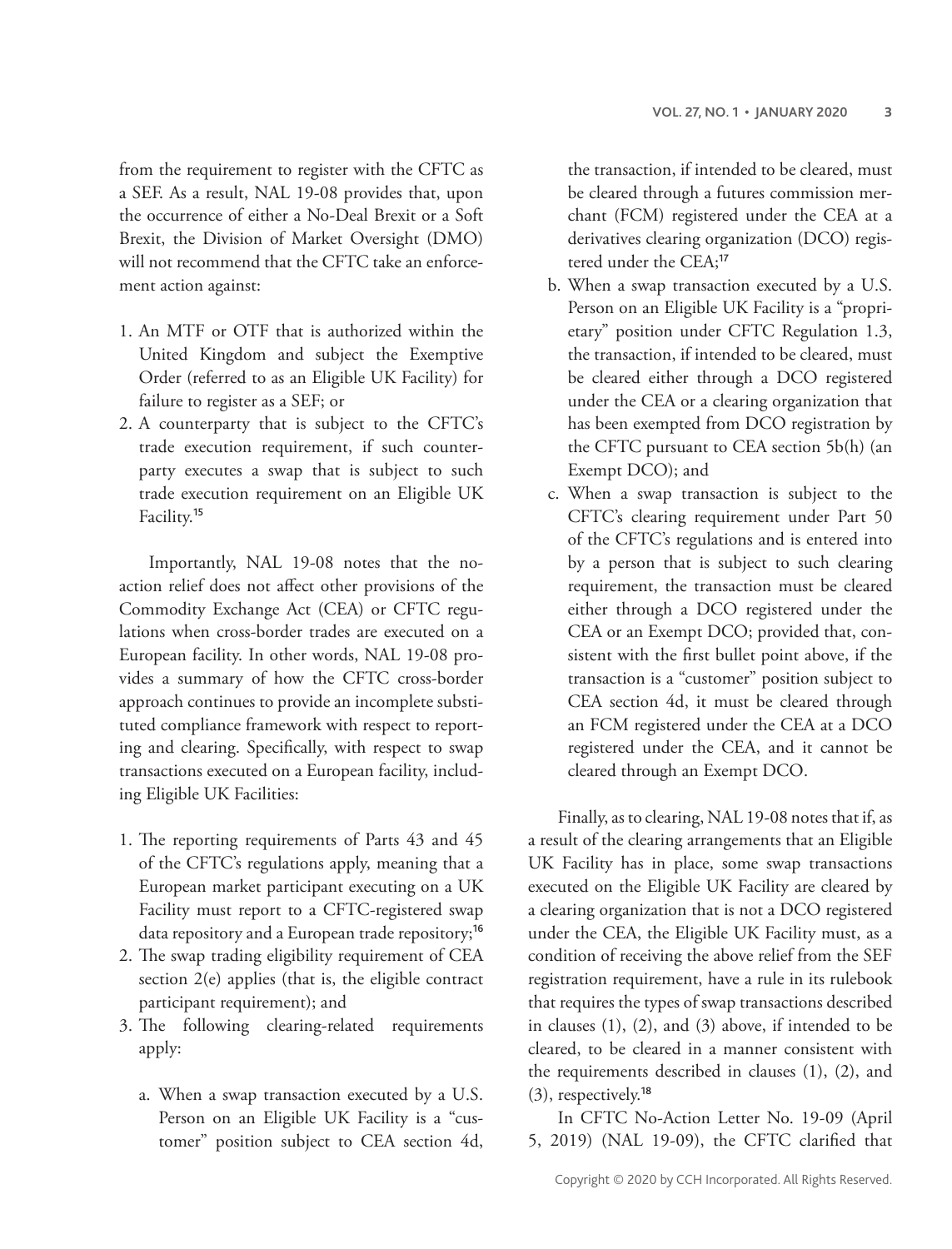from the requirement to register with the CFTC as a SEF. As a result, NAL 19-08 provides that, upon the occurrence of either a No-Deal Brexit or a Soft Brexit, the Division of Market Oversight (DMO) will not recommend that the CFTC take an enforcement action against:

1. An MTF or OTF that is authorized within the United Kingdom and subject the Exemptive Order (referred to as an Eligible UK Facility) for failure to register as a SEF; or
2. A counterparty that is subject to the CFTC's trade execution requirement, if such counterparty executes a swap that is subject to such trade execution requirement on an Eligible UK Facility.[15]

Importantly, NAL 19-08 notes that the no-action relief does not affect other provisions of the Commodity Exchange Act (CEA) or CFTC regulations when cross-border trades are executed on a European facility. In other words, NAL 19-08 provides a summary of how the CFTC cross-border approach continues to provide an incomplete substituted compliance framework with respect to reporting and clearing. Specifically, with respect to swap transactions executed on a European facility, including Eligible UK Facilities:

1. The reporting requirements of Parts 43 and 45 of the CFTC's regulations apply, meaning that a European market participant executing on a UK Facility must report to a CFTC-registered swap data repository and a European trade repository;[16]
2. The swap trading eligibility requirement of CEA section 2(e) applies (that is, the eligible contract participant requirement); and
3. The following clearing-related requirements apply:
   a. When a swap transaction executed by a U.S. Person on an Eligible UK Facility is a "customer" position subject to CEA section 4d, the transaction, if intended to be cleared, must be cleared through a futures commission merchant (FCM) registered under the CEA at a derivatives clearing organization (DCO) registered under the CEA;[17]
   b. When a swap transaction executed by a U.S. Person on an Eligible UK Facility is a "proprietary" position under CFTC Regulation 1.3, the transaction, if intended to be cleared, must be cleared either through a DCO registered under the CEA or a clearing organization that has been exempted from DCO registration by the CFTC pursuant to CEA section 5b(h) (an Exempt DCO); and
   c. When a swap transaction is subject to the CFTC's clearing requirement under Part 50 of the CFTC's regulations and is entered into by a person that is subject to such clearing requirement, the transaction must be cleared either through a DCO registered under the CEA or an Exempt DCO; provided that, consistent with the first bullet point above, if the transaction is a "customer" position subject to CEA section 4d, it must be cleared through an FCM registered under the CEA at a DCO registered under the CEA, and it cannot be cleared through an Exempt DCO.

Finally, as to clearing, NAL 19-08 notes that if, as a result of the clearing arrangements that an Eligible UK Facility has in place, some swap transactions executed on the Eligible UK Facility are cleared by a clearing organization that is not a DCO registered under the CEA, the Eligible UK Facility must, as a condition of receiving the above relief from the SEF registration requirement, have a rule in its rulebook that requires the types of swap transactions described in clauses (1), (2), and (3) above, if intended to be cleared, to be cleared in a manner consistent with the requirements described in clauses (1), (2), and (3), respectively.[18]

In CFTC No-Action Letter No. 19-09 (April 5, 2019) (NAL 19-09), the CFTC clarified that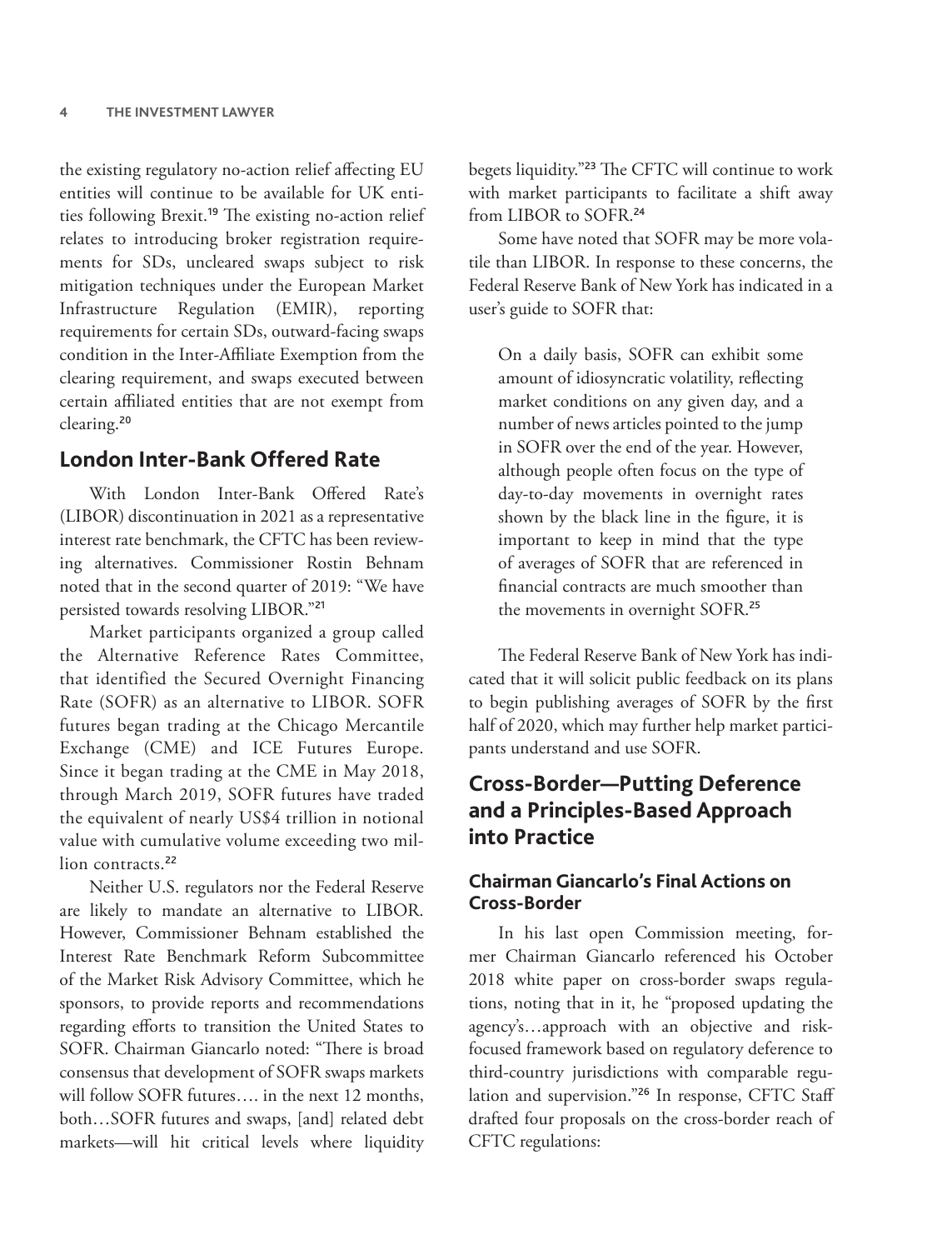the existing regulatory no-action relief affecting EU entities will continue to be available for UK entities following Brexit.[19] The existing no-action relief relates to introducing broker registration requirements for SDs, uncleared swaps subject to risk mitigation techniques under the European Market Infrastructure Regulation (EMIR), reporting requirements for certain SDs, outward-facing swaps condition in the Inter-Affiliate Exemption from the clearing requirement, and swaps executed between certain affiliated entities that are not exempt from clearing.[20]

## London Inter-Bank Offered Rate

With London Inter-Bank Offered Rate's (LIBOR) discontinuation in 2021 as a representative interest rate benchmark, the CFTC has been reviewing alternatives. Commissioner Rostin Behnam noted that in the second quarter of 2019: "We have persisted towards resolving LIBOR."[21]

Market participants organized a group called the Alternative Reference Rates Committee, that identified the Secured Overnight Financing Rate (SOFR) as an alternative to LIBOR. SOFR futures began trading at the Chicago Mercantile Exchange (CME) and ICE Futures Europe. Since it began trading at the CME in May 2018, through March 2019, SOFR futures have traded the equivalent of nearly US$4 trillion in notional value with cumulative volume exceeding two million contracts.[22]

Neither U.S. regulators nor the Federal Reserve are likely to mandate an alternative to LIBOR. However, Commissioner Behnam established the Interest Rate Benchmark Reform Subcommittee of the Market Risk Advisory Committee, which he sponsors, to provide reports and recommendations regarding efforts to transition the United States to SOFR. Chairman Giancarlo noted: "There is broad consensus that development of SOFR swaps markets will follow SOFR futures…. in the next 12 months, both…SOFR futures and swaps, [and] related debt markets—will hit critical levels where liquidity begets liquidity."[23] The CFTC will continue to work with market participants to facilitate a shift away from LIBOR to SOFR.[24]

Some have noted that SOFR may be more volatile than LIBOR. In response to these concerns, the Federal Reserve Bank of New York has indicated in a user's guide to SOFR that:

> On a daily basis, SOFR can exhibit some amount of idiosyncratic volatility, reflecting market conditions on any given day, and a number of news articles pointed to the jump in SOFR over the end of the year. However, although people often focus on the type of day-to-day movements in overnight rates shown by the black line in the figure, it is important to keep in mind that the type of averages of SOFR that are referenced in financial contracts are much smoother than the movements in overnight SOFR.[25]

The Federal Reserve Bank of New York has indicated that it will solicit public feedback on its plans to begin publishing averages of SOFR by the first half of 2020, which may further help market participants understand and use SOFR.

## Cross-Border—Putting Deference and a Principles-Based Approach into Practice

### Chairman Giancarlo's Final Actions on Cross-Border

In his last open Commission meeting, former Chairman Giancarlo referenced his October 2018 white paper on cross-border swaps regulations, noting that in it, he "proposed updating the agency's…approach with an objective and risk-focused framework based on regulatory deference to third-country jurisdictions with comparable regulation and supervision."[26] In response, CFTC Staff drafted four proposals on the cross-border reach of CFTC regulations: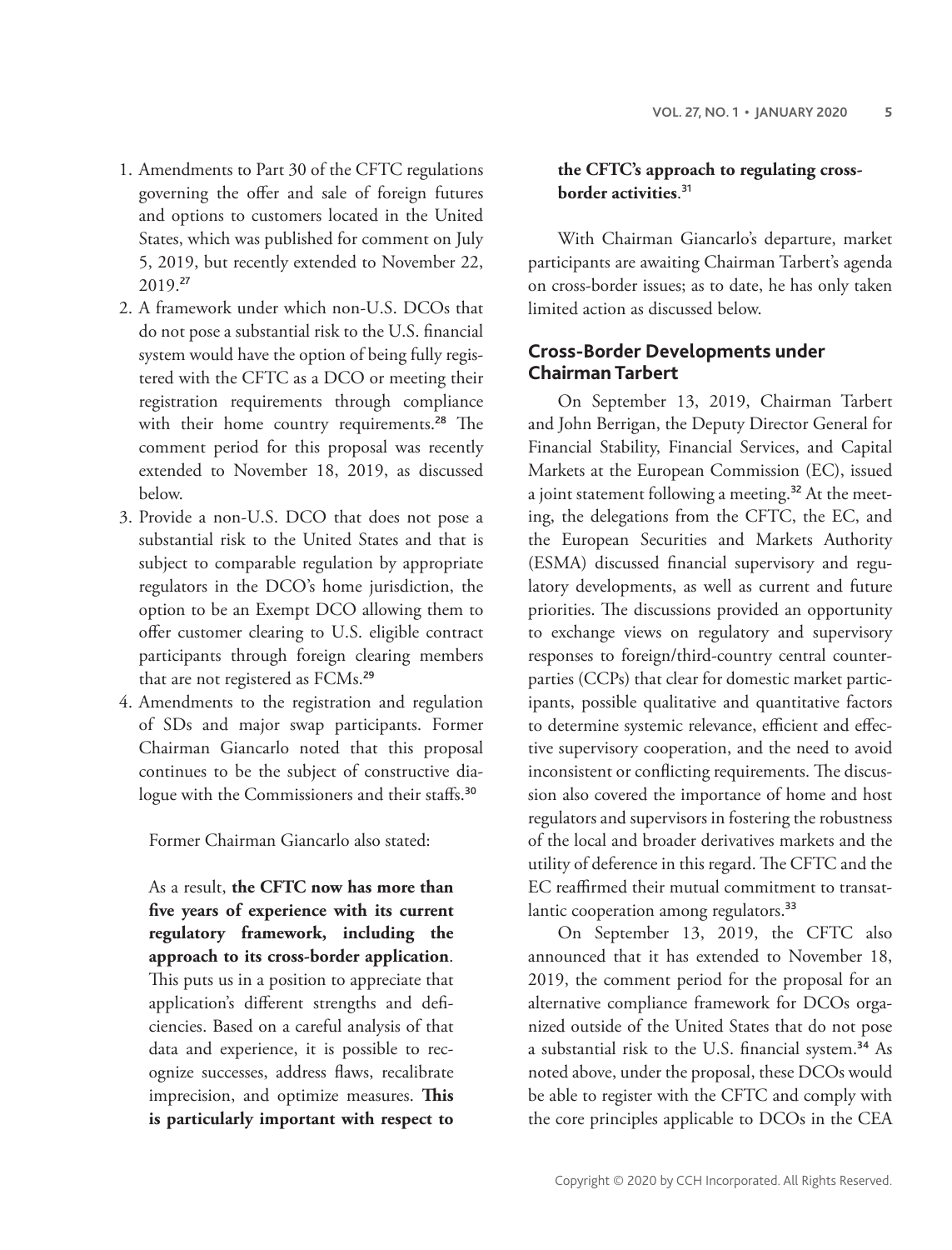1. Amendments to Part 30 of the CFTC regulations governing the offer and sale of foreign futures and options to customers located in the United States, which was published for comment on July 5, 2019, but recently extended to November 22, 2019.[27]
2. A framework under which non-U.S. DCOs that do not pose a substantial risk to the U.S. financial system would have the option of being fully registered with the CFTC as a DCO or meeting their registration requirements through compliance with their home country requirements.[28] The comment period for this proposal was recently extended to November 18, 2019, as discussed below.
3. Provide a non-U.S. DCO that does not pose a substantial risk to the United States and that is subject to comparable regulation by appropriate regulators in the DCO's home jurisdiction, the option to be an Exempt DCO allowing them to offer customer clearing to U.S. eligible contract participants through foreign clearing members that are not registered as FCMs.[29]
4. Amendments to the registration and regulation of SDs and major swap participants. Former Chairman Giancarlo noted that this proposal continues to be the subject of constructive dialogue with the Commissioners and their staffs.[30]

Former Chairman Giancarlo also stated:

> As a result, **the CFTC now has more than five years of experience with its current regulatory framework, including the approach to its cross-border application**. This puts us in a position to appreciate that application's different strengths and deficiencies. Based on a careful analysis of that data and experience, it is possible to recognize successes, address flaws, recalibrate imprecision, and optimize measures. **This is particularly important with respect to the CFTC's approach to regulating cross-border activities**.[31]

With Chairman Giancarlo's departure, market participants are awaiting Chairman Tarbert's agenda on cross-border issues; as to date, he has only taken limited action as discussed below.

## Cross-Border Developments under Chairman Tarbert

On September 13, 2019, Chairman Tarbert and John Berrigan, the Deputy Director General for Financial Stability, Financial Services, and Capital Markets at the European Commission (EC), issued a joint statement following a meeting.[32] At the meeting, the delegations from the CFTC, the EC, and the European Securities and Markets Authority (ESMA) discussed financial supervisory and regulatory developments, as well as current and future priorities. The discussions provided an opportunity to exchange views on regulatory and supervisory responses to foreign/third-country central counterparties (CCPs) that clear for domestic market participants, possible qualitative and quantitative factors to determine systemic relevance, efficient and effective supervisory cooperation, and the need to avoid inconsistent or conflicting requirements. The discussion also covered the importance of home and host regulators and supervisors in fostering the robustness of the local and broader derivatives markets and the utility of deference in this regard. The CFTC and the EC reaffirmed their mutual commitment to transatlantic cooperation among regulators.[33]

On September 13, 2019, the CFTC also announced that it has extended to November 18, 2019, the comment period for the proposal for an alternative compliance framework for DCOs organized outside of the United States that do not pose a substantial risk to the U.S. financial system.[34] As noted above, under the proposal, these DCOs would be able to register with the CFTC and comply with the core principles applicable to DCOs in the CEA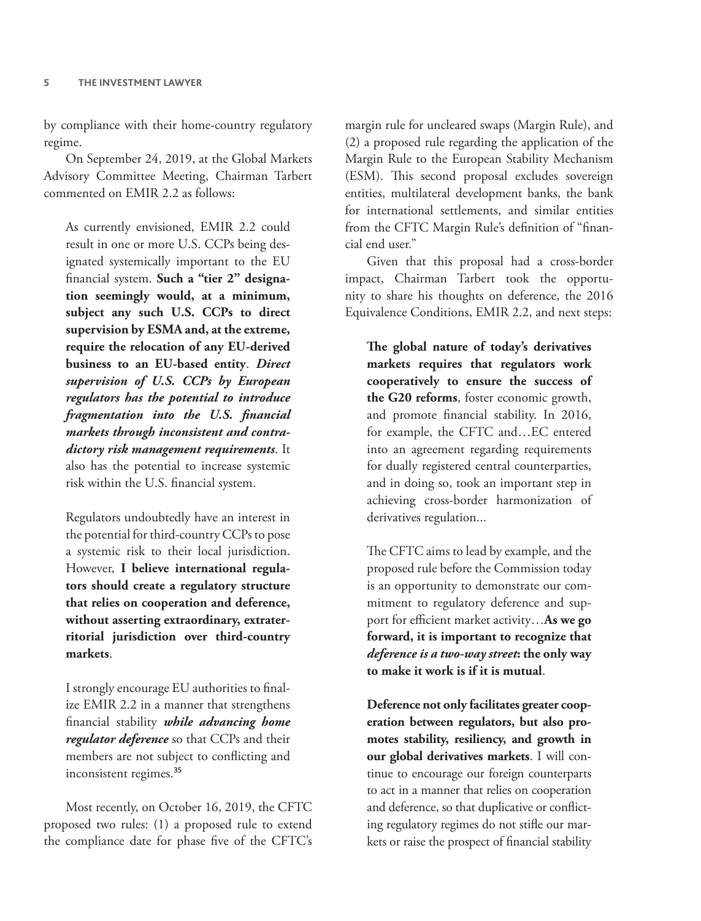by compliance with their home-country regulatory regime.

On September 24, 2019, at the Global Markets Advisory Committee Meeting, Chairman Tarbert commented on EMIR 2.2 as follows:

> As currently envisioned, EMIR 2.2 could result in one or more U.S. CCPs being designated systemically important to the EU financial system. **Such a "tier 2" designation seemingly would, at a minimum, subject any such U.S. CCPs to direct supervision by ESMA and, at the extreme, require the relocation of any EU-derived business to an EU-based entity**. ***Direct supervision of U.S. CCPs by European regulators has the potential to introduce fragmentation into the U.S. financial markets through inconsistent and contradictory risk management requirements***. It also has the potential to increase systemic risk within the U.S. financial system.
>
> Regulators undoubtedly have an interest in the potential for third-country CCPs to pose a systemic risk to their local jurisdiction. However, **I believe international regulators should create a regulatory structure that relies on cooperation and deference, without asserting extraordinary, extraterritorial jurisdiction over third-country markets**.
>
> I strongly encourage EU authorities to finalize EMIR 2.2 in a manner that strengthens financial stability ***while advancing home regulator deference*** so that CCPs and their members are not subject to conflicting and inconsistent regimes.[35]

Most recently, on October 16, 2019, the CFTC proposed two rules: (1) a proposed rule to extend the compliance date for phase five of the CFTC's margin rule for uncleared swaps (Margin Rule), and (2) a proposed rule regarding the application of the Margin Rule to the European Stability Mechanism (ESM). This second proposal excludes sovereign entities, multilateral development banks, the bank for international settlements, and similar entities from the CFTC Margin Rule's definition of "financial end user."

Given that this proposal had a cross-border impact, Chairman Tarbert took the opportunity to share his thoughts on deference, the 2016 Equivalence Conditions, EMIR 2.2, and next steps:

> **The global nature of today's derivatives markets requires that regulators work cooperatively to ensure the success of the G20 reforms**, foster economic growth, and promote financial stability. In 2016, for example, the CFTC and…EC entered into an agreement regarding requirements for dually registered central counterparties, and in doing so, took an important step in achieving cross-border harmonization of derivatives regulation...
>
> The CFTC aims to lead by example, and the proposed rule before the Commission today is an opportunity to demonstrate our commitment to regulatory deference and support for efficient market activity…**As we go forward, it is important to recognize that *deference is a two-way street*: the only way to make it work is if it is mutual**.
>
> **Deference not only facilitates greater cooperation between regulators, but also promotes stability, resiliency, and growth in our global derivatives markets**. I will continue to encourage our foreign counterparts to act in a manner that relies on cooperation and deference, so that duplicative or conflicting regulatory regimes do not stifle our markets or raise the prospect of financial stability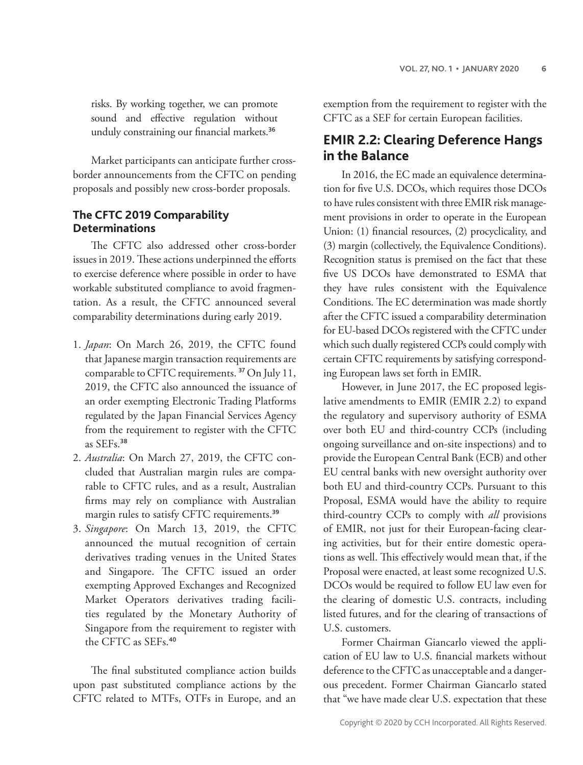risks. By working together, we can promote sound and effective regulation without unduly constraining our financial markets.[36]

Market participants can anticipate further cross-border announcements from the CFTC on pending proposals and possibly new cross-border proposals.

### The CFTC 2019 Comparability Determinations

The CFTC also addressed other cross-border issues in 2019. These actions underpinned the efforts to exercise deference where possible in order to have workable substituted compliance to avoid fragmentation. As a result, the CFTC announced several comparability determinations during early 2019.

1. *Japan*: On March 26, 2019, the CFTC found that Japanese margin transaction requirements are comparable to CFTC requirements.[37] On July 11, 2019, the CFTC also announced the issuance of an order exempting Electronic Trading Platforms regulated by the Japan Financial Services Agency from the requirement to register with the CFTC as SEFs.[38]
2. *Australia*: On March 27, 2019, the CFTC concluded that Australian margin rules are comparable to CFTC rules, and as a result, Australian firms may rely on compliance with Australian margin rules to satisfy CFTC requirements.[39]
3. *Singapore*: On March 13, 2019, the CFTC announced the mutual recognition of certain derivatives trading venues in the United States and Singapore. The CFTC issued an order exempting Approved Exchanges and Recognized Market Operators derivatives trading facilities regulated by the Monetary Authority of Singapore from the requirement to register with the CFTC as SEFs.[40]

The final substituted compliance action builds upon past substituted compliance actions by the CFTC related to MTFs, OTFs in Europe, and an exemption from the requirement to register with the CFTC as a SEF for certain European facilities.

## EMIR 2.2: Clearing Deference Hangs in the Balance

In 2016, the EC made an equivalence determination for five U.S. DCOs, which requires those DCOs to have rules consistent with three EMIR risk management provisions in order to operate in the European Union: (1) financial resources, (2) procyclicality, and (3) margin (collectively, the Equivalence Conditions). Recognition status is premised on the fact that these five US DCOs have demonstrated to ESMA that they have rules consistent with the Equivalence Conditions. The EC determination was made shortly after the CFTC issued a comparability determination for EU-based DCOs registered with the CFTC under which such dually registered CCPs could comply with certain CFTC requirements by satisfying corresponding European laws set forth in EMIR.

However, in June 2017, the EC proposed legislative amendments to EMIR (EMIR 2.2) to expand the regulatory and supervisory authority of ESMA over both EU and third-country CCPs (including ongoing surveillance and on-site inspections) and to provide the European Central Bank (ECB) and other EU central banks with new oversight authority over both EU and third-country CCPs. Pursuant to this Proposal, ESMA would have the ability to require third-country CCPs to comply with *all* provisions of EMIR, not just for their European-facing clearing activities, but for their entire domestic operations as well. This effectively would mean that, if the Proposal were enacted, at least some recognized U.S. DCOs would be required to follow EU law even for the clearing of domestic U.S. contracts, including listed futures, and for the clearing of transactions of U.S. customers.

Former Chairman Giancarlo viewed the application of EU law to U.S. financial markets without deference to the CFTC as unacceptable and a dangerous precedent. Former Chairman Giancarlo stated that "we have made clear U.S. expectation that these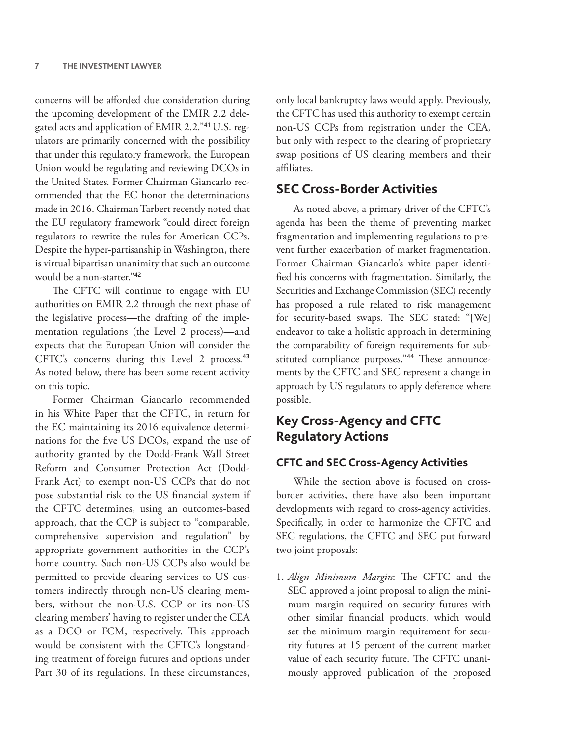concerns will be afforded due consideration during the upcoming development of the EMIR 2.2 delegated acts and application of EMIR 2.2."[41] U.S. regulators are primarily concerned with the possibility that under this regulatory framework, the European Union would be regulating and reviewing DCOs in the United States. Former Chairman Giancarlo recommended that the EC honor the determinations made in 2016. Chairman Tarbert recently noted that the EU regulatory framework "could direct foreign regulators to rewrite the rules for American CCPs. Despite the hyper-partisanship in Washington, there is virtual bipartisan unanimity that such an outcome would be a non-starter."[42]

The CFTC will continue to engage with EU authorities on EMIR 2.2 through the next phase of the legislative process—the drafting of the implementation regulations (the Level 2 process)—and expects that the European Union will consider the CFTC's concerns during this Level 2 process.[43] As noted below, there has been some recent activity on this topic.

Former Chairman Giancarlo recommended in his White Paper that the CFTC, in return for the EC maintaining its 2016 equivalence determinations for the five US DCOs, expand the use of authority granted by the Dodd-Frank Wall Street Reform and Consumer Protection Act (Dodd-Frank Act) to exempt non-US CCPs that do not pose substantial risk to the US financial system if the CFTC determines, using an outcomes-based approach, that the CCP is subject to "comparable, comprehensive supervision and regulation" by appropriate government authorities in the CCP's home country. Such non-US CCPs also would be permitted to provide clearing services to US customers indirectly through non-US clearing members, without the non-U.S. CCP or its non-US clearing members' having to register under the CEA as a DCO or FCM, respectively. This approach would be consistent with the CFTC's longstanding treatment of foreign futures and options under Part 30 of its regulations. In these circumstances, only local bankruptcy laws would apply. Previously, the CFTC has used this authority to exempt certain non-US CCPs from registration under the CEA, but only with respect to the clearing of proprietary swap positions of US clearing members and their affiliates.

## SEC Cross-Border Activities

As noted above, a primary driver of the CFTC's agenda has been the theme of preventing market fragmentation and implementing regulations to prevent further exacerbation of market fragmentation. Former Chairman Giancarlo's white paper identified his concerns with fragmentation. Similarly, the Securities and Exchange Commission (SEC) recently has proposed a rule related to risk management for security-based swaps. The SEC stated: "[We] endeavor to take a holistic approach in determining the comparability of foreign requirements for substituted compliance purposes."[44] These announcements by the CFTC and SEC represent a change in approach by US regulators to apply deference where possible.

## Key Cross-Agency and CFTC Regulatory Actions

### CFTC and SEC Cross-Agency Activities

While the section above is focused on cross-border activities, there have also been important developments with regard to cross-agency activities. Specifically, in order to harmonize the CFTC and SEC regulations, the CFTC and SEC put forward two joint proposals:

1. *Align Minimum Margin*: The CFTC and the SEC approved a joint proposal to align the minimum margin required on security futures with other similar financial products, which would set the minimum margin requirement for security futures at 15 percent of the current market value of each security future. The CFTC unanimously approved publication of the proposed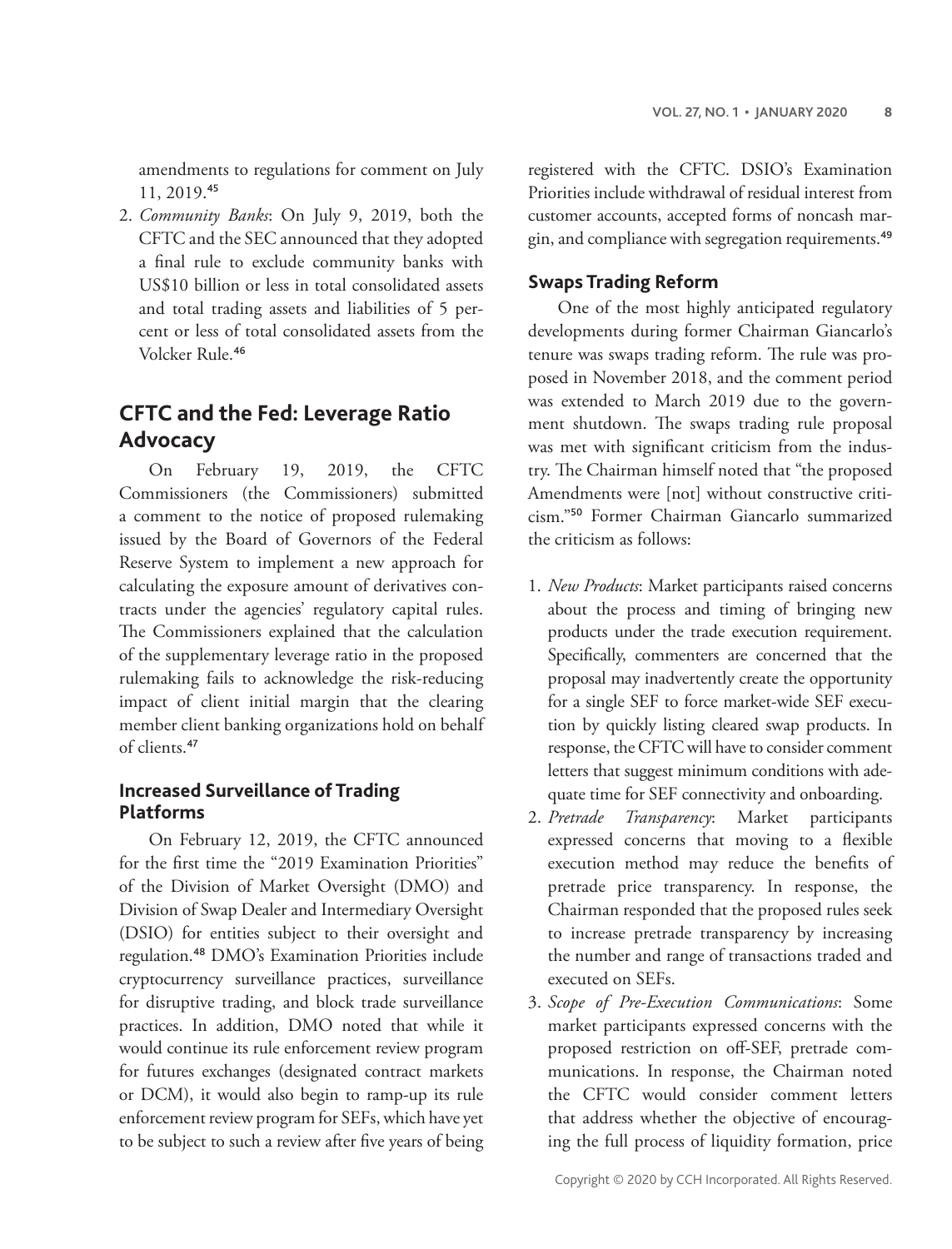amendments to regulations for comment on July 11, 2019.[45]

2. *Community Banks*: On July 9, 2019, both the CFTC and the SEC announced that they adopted a final rule to exclude community banks with US$10 billion or less in total consolidated assets and total trading assets and liabilities of 5 percent or less of total consolidated assets from the Volcker Rule.[46]

## CFTC and the Fed: Leverage Ratio Advocacy

On February 19, 2019, the CFTC Commissioners (the Commissioners) submitted a comment to the notice of proposed rulemaking issued by the Board of Governors of the Federal Reserve System to implement a new approach for calculating the exposure amount of derivatives contracts under the agencies' regulatory capital rules. The Commissioners explained that the calculation of the supplementary leverage ratio in the proposed rulemaking fails to acknowledge the risk-reducing impact of client initial margin that the clearing member client banking organizations hold on behalf of clients.[47]

### Increased Surveillance of Trading Platforms

On February 12, 2019, the CFTC announced for the first time the "2019 Examination Priorities" of the Division of Market Oversight (DMO) and Division of Swap Dealer and Intermediary Oversight (DSIO) for entities subject to their oversight and regulation.[48] DMO's Examination Priorities include cryptocurrency surveillance practices, surveillance for disruptive trading, and block trade surveillance practices. In addition, DMO noted that while it would continue its rule enforcement review program for futures exchanges (designated contract markets or DCM), it would also begin to ramp-up its rule enforcement review program for SEFs, which have yet to be subject to such a review after five years of being registered with the CFTC. DSIO's Examination Priorities include withdrawal of residual interest from customer accounts, accepted forms of noncash margin, and compliance with segregation requirements.[49]

### Swaps Trading Reform

One of the most highly anticipated regulatory developments during former Chairman Giancarlo's tenure was swaps trading reform. The rule was proposed in November 2018, and the comment period was extended to March 2019 due to the government shutdown. The swaps trading rule proposal was met with significant criticism from the industry. The Chairman himself noted that "the proposed Amendments were [not] without constructive criticism."[50] Former Chairman Giancarlo summarized the criticism as follows:

1. *New Products*: Market participants raised concerns about the process and timing of bringing new products under the trade execution requirement. Specifically, commenters are concerned that the proposal may inadvertently create the opportunity for a single SEF to force market-wide SEF execution by quickly listing cleared swap products. In response, the CFTC will have to consider comment letters that suggest minimum conditions with adequate time for SEF connectivity and onboarding.
2. *Pretrade Transparency*: Market participants expressed concerns that moving to a flexible execution method may reduce the benefits of pretrade price transparency. In response, the Chairman responded that the proposed rules seek to increase pretrade transparency by increasing the number and range of transactions traded and executed on SEFs.
3. *Scope of Pre-Execution Communications*: Some market participants expressed concerns with the proposed restriction on off-SEF, pretrade communications. In response, the Chairman noted the CFTC would consider comment letters that address whether the objective of encouraging the full process of liquidity formation, price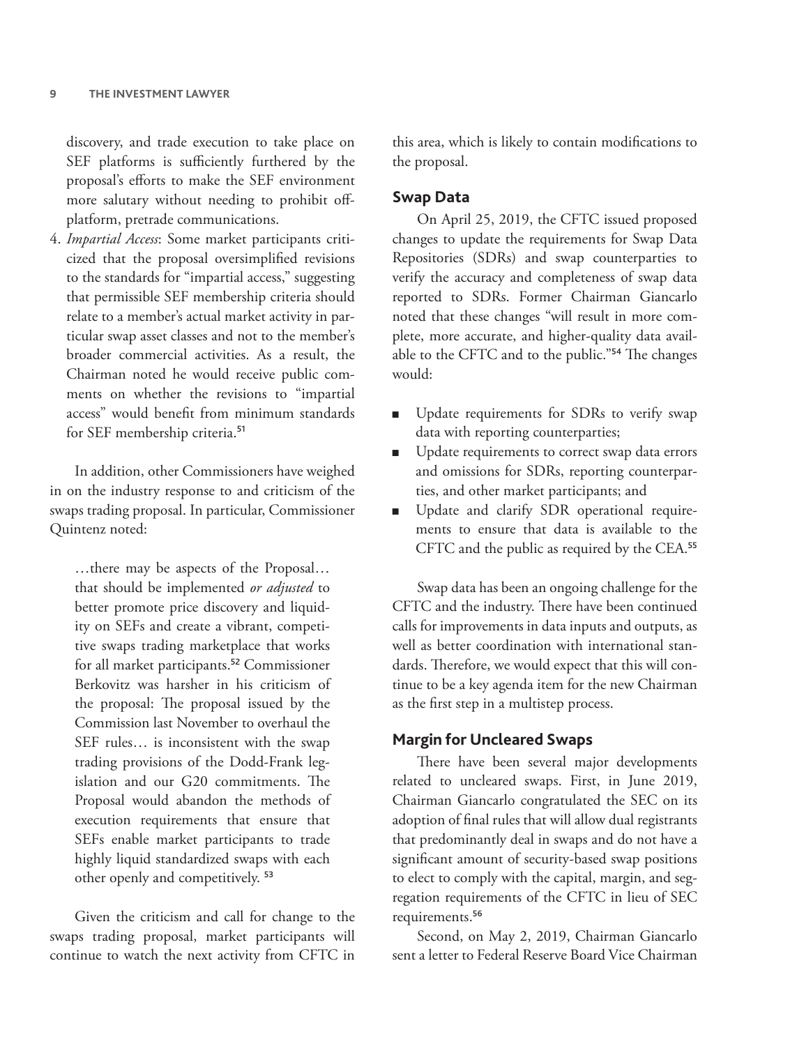discovery, and trade execution to take place on SEF platforms is sufficiently furthered by the proposal's efforts to make the SEF environment more salutary without needing to prohibit off-platform, pretrade communications.

4. *Impartial Access*: Some market participants criticized that the proposal oversimplified revisions to the standards for "impartial access," suggesting that permissible SEF membership criteria should relate to a member's actual market activity in particular swap asset classes and not to the member's broader commercial activities. As a result, the Chairman noted he would receive public comments on whether the revisions to "impartial access" would benefit from minimum standards for SEF membership criteria.[51]

In addition, other Commissioners have weighed in on the industry response to and criticism of the swaps trading proposal. In particular, Commissioner Quintenz noted:

> …there may be aspects of the Proposal… that should be implemented *or adjusted* to better promote price discovery and liquidity on SEFs and create a vibrant, competitive swaps trading marketplace that works for all market participants.[52] Commissioner Berkovitz was harsher in his criticism of the proposal: The proposal issued by the Commission last November to overhaul the SEF rules… is inconsistent with the swap trading provisions of the Dodd-Frank legislation and our G20 commitments. The Proposal would abandon the methods of execution requirements that ensure that SEFs enable market participants to trade highly liquid standardized swaps with each other openly and competitively.[53]

Given the criticism and call for change to the swaps trading proposal, market participants will continue to watch the next activity from CFTC in this area, which is likely to contain modifications to the proposal.

## Swap Data

On April 25, 2019, the CFTC issued proposed changes to update the requirements for Swap Data Repositories (SDRs) and swap counterparties to verify the accuracy and completeness of swap data reported to SDRs. Former Chairman Giancarlo noted that these changes "will result in more complete, more accurate, and higher-quality data available to the CFTC and to the public."[54] The changes would:

- Update requirements for SDRs to verify swap data with reporting counterparties;
- Update requirements to correct swap data errors and omissions for SDRs, reporting counterparties, and other market participants; and
- Update and clarify SDR operational requirements to ensure that data is available to the CFTC and the public as required by the CEA.[55]

Swap data has been an ongoing challenge for the CFTC and the industry. There have been continued calls for improvements in data inputs and outputs, as well as better coordination with international standards. Therefore, we would expect that this will continue to be a key agenda item for the new Chairman as the first step in a multistep process.

## Margin for Uncleared Swaps

There have been several major developments related to uncleared swaps. First, in June 2019, Chairman Giancarlo congratulated the SEC on its adoption of final rules that will allow dual registrants that predominantly deal in swaps and do not have a significant amount of security-based swap positions to elect to comply with the capital, margin, and segregation requirements of the CFTC in lieu of SEC requirements.[56]

Second, on May 2, 2019, Chairman Giancarlo sent a letter to Federal Reserve Board Vice Chairman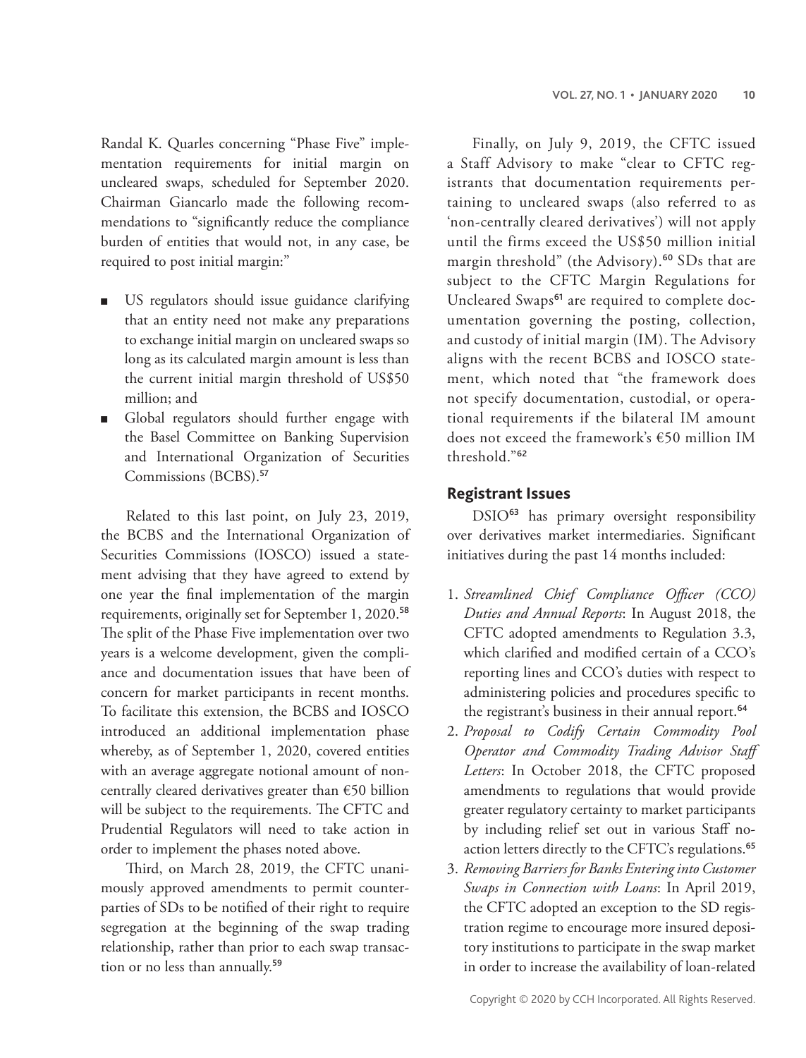Randal K. Quarles concerning "Phase Five" implementation requirements for initial margin on uncleared swaps, scheduled for September 2020. Chairman Giancarlo made the following recommendations to "significantly reduce the compliance burden of entities that would not, in any case, be required to post initial margin:"

- US regulators should issue guidance clarifying that an entity need not make any preparations to exchange initial margin on uncleared swaps so long as its calculated margin amount is less than the current initial margin threshold of US$50 million; and
- Global regulators should further engage with the Basel Committee on Banking Supervision and International Organization of Securities Commissions (BCBS).[57]

Related to this last point, on July 23, 2019, the BCBS and the International Organization of Securities Commissions (IOSCO) issued a statement advising that they have agreed to extend by one year the final implementation of the margin requirements, originally set for September 1, 2020.[58] The split of the Phase Five implementation over two years is a welcome development, given the compliance and documentation issues that have been of concern for market participants in recent months. To facilitate this extension, the BCBS and IOSCO introduced an additional implementation phase whereby, as of September 1, 2020, covered entities with an average aggregate notional amount of non-centrally cleared derivatives greater than €50 billion will be subject to the requirements. The CFTC and Prudential Regulators will need to take action in order to implement the phases noted above.

Third, on March 28, 2019, the CFTC unanimously approved amendments to permit counterparties of SDs to be notified of their right to require segregation at the beginning of the swap trading relationship, rather than prior to each swap transaction or no less than annually.[59]

Finally, on July 9, 2019, the CFTC issued a Staff Advisory to make "clear to CFTC registrants that documentation requirements pertaining to uncleared swaps (also referred to as 'non-centrally cleared derivatives') will not apply until the firms exceed the US$50 million initial margin threshold" (the Advisory).[60] SDs that are subject to the CFTC Margin Regulations for Uncleared Swaps[61] are required to complete documentation governing the posting, collection, and custody of initial margin (IM). The Advisory aligns with the recent BCBS and IOSCO statement, which noted that "the framework does not specify documentation, custodial, or operational requirements if the bilateral IM amount does not exceed the framework's €50 million IM threshold."[62]

## Registrant Issues

DSIO[63] has primary oversight responsibility over derivatives market intermediaries. Significant initiatives during the past 14 months included:

1. *Streamlined Chief Compliance Officer (CCO) Duties and Annual Reports*: In August 2018, the CFTC adopted amendments to Regulation 3.3, which clarified and modified certain of a CCO's reporting lines and CCO's duties with respect to administering policies and procedures specific to the registrant's business in their annual report.[64]
2. *Proposal to Codify Certain Commodity Pool Operator and Commodity Trading Advisor Staff Letters*: In October 2018, the CFTC proposed amendments to regulations that would provide greater regulatory certainty to market participants by including relief set out in various Staff no-action letters directly to the CFTC's regulations.[65]
3. *Removing Barriers for Banks Entering into Customer Swaps in Connection with Loans*: In April 2019, the CFTC adopted an exception to the SD registration regime to encourage more insured depository institutions to participate in the swap market in order to increase the availability of loan-related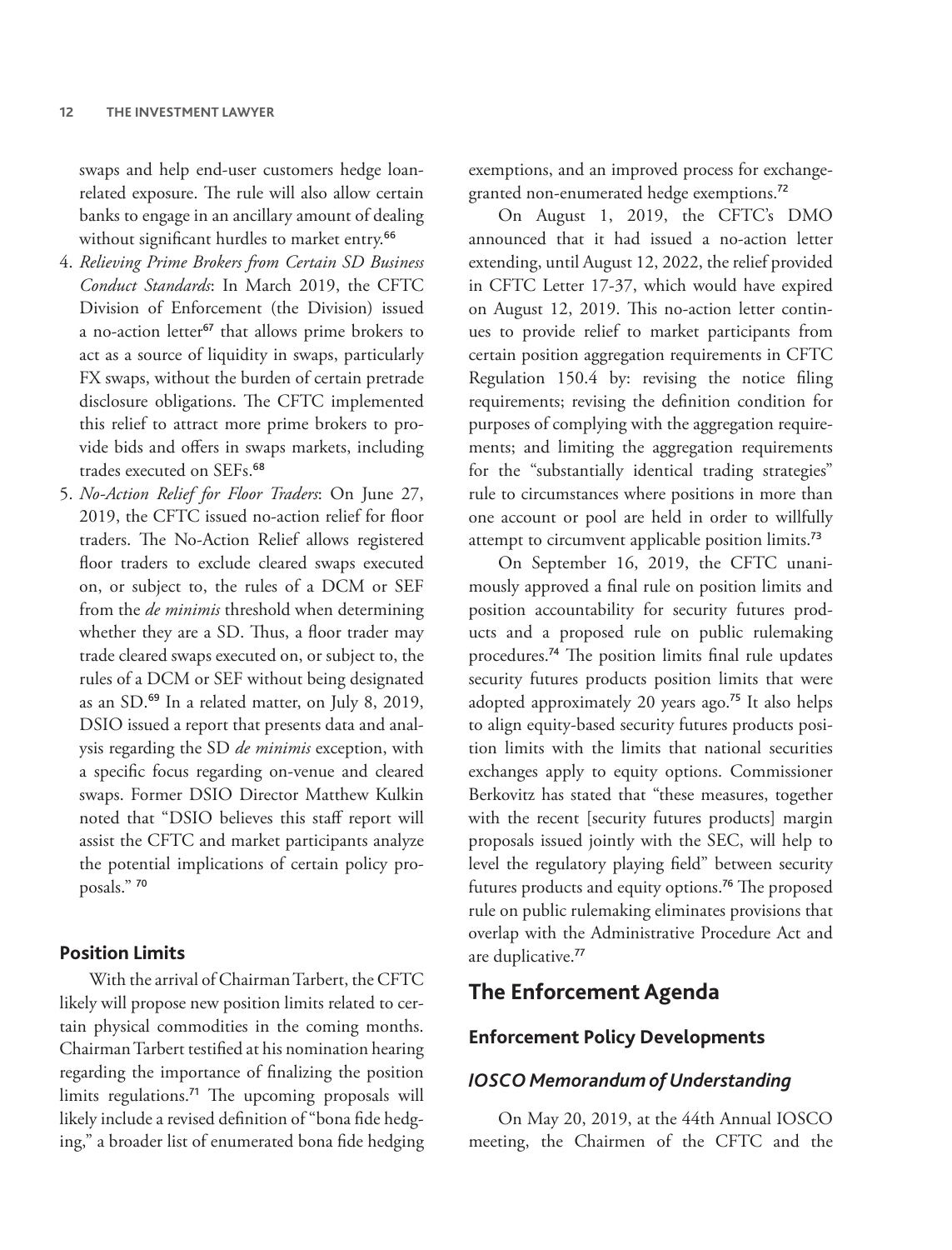swaps and help end-user customers hedge loan-related exposure. The rule will also allow certain banks to engage in an ancillary amount of dealing without significant hurdles to market entry.[66]

4. *Relieving Prime Brokers from Certain SD Business Conduct Standards*: In March 2019, the CFTC Division of Enforcement (the Division) issued a no-action letter[67] that allows prime brokers to act as a source of liquidity in swaps, particularly FX swaps, without the burden of certain pretrade disclosure obligations. The CFTC implemented this relief to attract more prime brokers to provide bids and offers in swaps markets, including trades executed on SEFs.[68]
5. *No-Action Relief for Floor Traders*: On June 27, 2019, the CFTC issued no-action relief for floor traders. The No-Action Relief allows registered floor traders to exclude cleared swaps executed on, or subject to, the rules of a DCM or SEF from the *de minimis* threshold when determining whether they are a SD. Thus, a floor trader may trade cleared swaps executed on, or subject to, the rules of a DCM or SEF without being designated as an SD.[69] In a related matter, on July 8, 2019, DSIO issued a report that presents data and analysis regarding the SD *de minimis* exception, with a specific focus regarding on-venue and cleared swaps. Former DSIO Director Matthew Kulkin noted that "DSIO believes this staff report will assist the CFTC and market participants analyze the potential implications of certain policy proposals." [70]

### Position Limits

With the arrival of Chairman Tarbert, the CFTC likely will propose new position limits related to certain physical commodities in the coming months. Chairman Tarbert testified at his nomination hearing regarding the importance of finalizing the position limits regulations.[71] The upcoming proposals will likely include a revised definition of "bona fide hedging," a broader list of enumerated bona fide hedging exemptions, and an improved process for exchange-granted non-enumerated hedge exemptions.[72]

On August 1, 2019, the CFTC's DMO announced that it had issued a no-action letter extending, until August 12, 2022, the relief provided in CFTC Letter 17-37, which would have expired on August 12, 2019. This no-action letter continues to provide relief to market participants from certain position aggregation requirements in CFTC Regulation 150.4 by: revising the notice filing requirements; revising the definition condition for purposes of complying with the aggregation requirements; and limiting the aggregation requirements for the "substantially identical trading strategies" rule to circumstances where positions in more than one account or pool are held in order to willfully attempt to circumvent applicable position limits.[73]

On September 16, 2019, the CFTC unanimously approved a final rule on position limits and position accountability for security futures products and a proposed rule on public rulemaking procedures.[74] The position limits final rule updates security futures products position limits that were adopted approximately 20 years ago.[75] It also helps to align equity-based security futures products position limits with the limits that national securities exchanges apply to equity options. Commissioner Berkovitz has stated that "these measures, together with the recent [security futures products] margin proposals issued jointly with the SEC, will help to level the regulatory playing field" between security futures products and equity options.[76] The proposed rule on public rulemaking eliminates provisions that overlap with the Administrative Procedure Act and are duplicative.[77]

## The Enforcement Agenda

### Enforcement Policy Developments

#### *IOSCO Memorandum of Understanding*

On May 20, 2019, at the 44th Annual IOSCO meeting, the Chairmen of the CFTC and the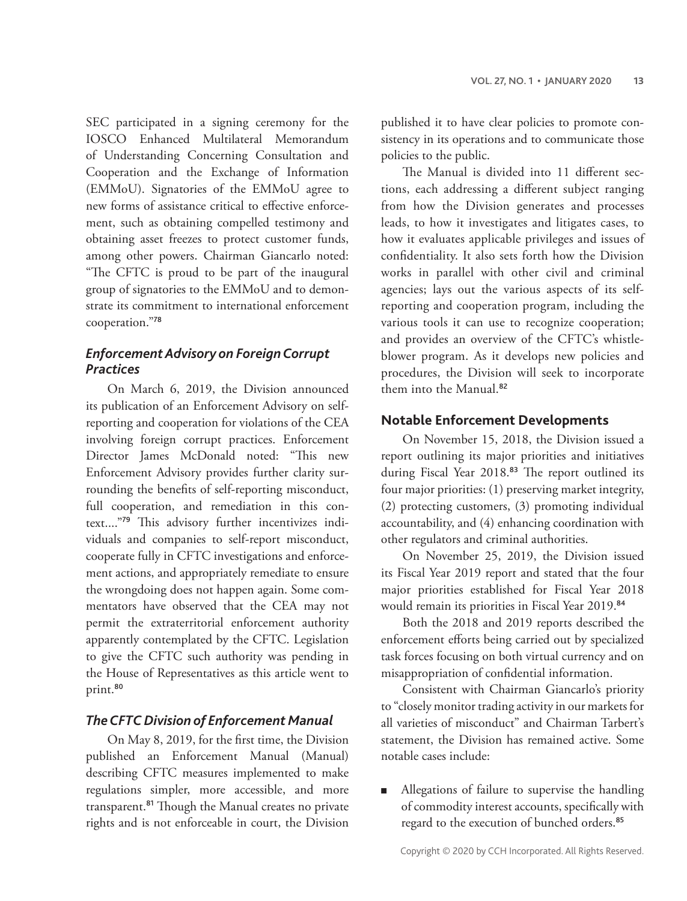SEC participated in a signing ceremony for the IOSCO Enhanced Multilateral Memorandum of Understanding Concerning Consultation and Cooperation and the Exchange of Information (EMMoU). Signatories of the EMMoU agree to new forms of assistance critical to effective enforcement, such as obtaining compelled testimony and obtaining asset freezes to protect customer funds, among other powers. Chairman Giancarlo noted: "The CFTC is proud to be part of the inaugural group of signatories to the EMMoU and to demonstrate its commitment to international enforcement cooperation."[78]

### *Enforcement Advisory on Foreign Corrupt Practices*

On March 6, 2019, the Division announced its publication of an Enforcement Advisory on self-reporting and cooperation for violations of the CEA involving foreign corrupt practices. Enforcement Director James McDonald noted: "This new Enforcement Advisory provides further clarity surrounding the benefits of self-reporting misconduct, full cooperation, and remediation in this context...."[79] This advisory further incentivizes individuals and companies to self-report misconduct, cooperate fully in CFTC investigations and enforcement actions, and appropriately remediate to ensure the wrongdoing does not happen again. Some commentators have observed that the CEA may not permit the extraterritorial enforcement authority apparently contemplated by the CFTC. Legislation to give the CFTC such authority was pending in the House of Representatives as this article went to print.[80]

### *The CFTC Division of Enforcement Manual*

On May 8, 2019, for the first time, the Division published an Enforcement Manual (Manual) describing CFTC measures implemented to make regulations simpler, more accessible, and more transparent.[81] Though the Manual creates no private rights and is not enforceable in court, the Division published it to have clear policies to promote consistency in its operations and to communicate those policies to the public.

The Manual is divided into 11 different sections, each addressing a different subject ranging from how the Division generates and processes leads, to how it investigates and litigates cases, to how it evaluates applicable privileges and issues of confidentiality. It also sets forth how the Division works in parallel with other civil and criminal agencies; lays out the various aspects of its self-reporting and cooperation program, including the various tools it can use to recognize cooperation; and provides an overview of the CFTC's whistleblower program. As it develops new policies and procedures, the Division will seek to incorporate them into the Manual.[82]

## Notable Enforcement Developments

On November 15, 2018, the Division issued a report outlining its major priorities and initiatives during Fiscal Year 2018.[83] The report outlined its four major priorities: (1) preserving market integrity, (2) protecting customers, (3) promoting individual accountability, and (4) enhancing coordination with other regulators and criminal authorities.

On November 25, 2019, the Division issued its Fiscal Year 2019 report and stated that the four major priorities established for Fiscal Year 2018 would remain its priorities in Fiscal Year 2019.[84]

Both the 2018 and 2019 reports described the enforcement efforts being carried out by specialized task forces focusing on both virtual currency and on misappropriation of confidential information.

Consistent with Chairman Giancarlo's priority to "closely monitor trading activity in our markets for all varieties of misconduct" and Chairman Tarbert's statement, the Division has remained active. Some notable cases include:

- Allegations of failure to supervise the handling of commodity interest accounts, specifically with regard to the execution of bunched orders.[85]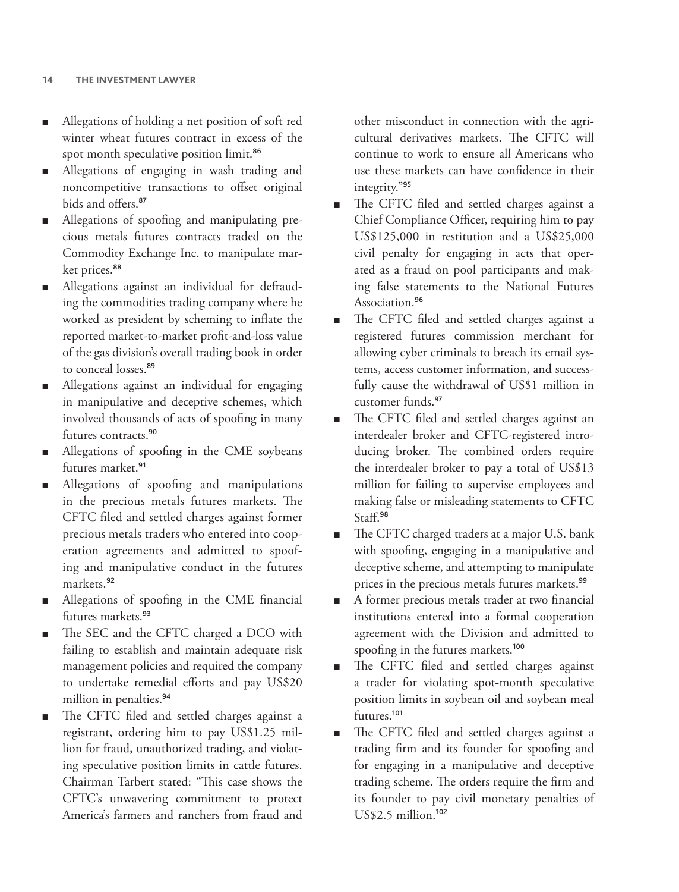- Allegations of holding a net position of soft red winter wheat futures contract in excess of the spot month speculative position limit.[86]
- Allegations of engaging in wash trading and noncompetitive transactions to offset original bids and offers.[87]
- Allegations of spoofing and manipulating precious metals futures contracts traded on the Commodity Exchange Inc. to manipulate market prices.[88]
- Allegations against an individual for defrauding the commodities trading company where he worked as president by scheming to inflate the reported market-to-market profit-and-loss value of the gas division's overall trading book in order to conceal losses.[89]
- Allegations against an individual for engaging in manipulative and deceptive schemes, which involved thousands of acts of spoofing in many futures contracts.[90]
- Allegations of spoofing in the CME soybeans futures market.[91]
- Allegations of spoofing and manipulations in the precious metals futures markets. The CFTC filed and settled charges against former precious metals traders who entered into cooperation agreements and admitted to spoofing and manipulative conduct in the futures markets.[92]
- Allegations of spoofing in the CME financial futures markets.[93]
- The SEC and the CFTC charged a DCO with failing to establish and maintain adequate risk management policies and required the company to undertake remedial efforts and pay US$20 million in penalties.[94]
- The CFTC filed and settled charges against a registrant, ordering him to pay US$1.25 million for fraud, unauthorized trading, and violating speculative position limits in cattle futures. Chairman Tarbert stated: "This case shows the CFTC's unwavering commitment to protect America's farmers and ranchers from fraud and other misconduct in connection with the agricultural derivatives markets. The CFTC will continue to work to ensure all Americans who use these markets can have confidence in their integrity."[95]
- The CFTC filed and settled charges against a Chief Compliance Officer, requiring him to pay US$125,000 in restitution and a US$25,000 civil penalty for engaging in acts that operated as a fraud on pool participants and making false statements to the National Futures Association.[96]
- The CFTC filed and settled charges against a registered futures commission merchant for allowing cyber criminals to breach its email systems, access customer information, and successfully cause the withdrawal of US$1 million in customer funds.[97]
- The CFTC filed and settled charges against an interdealer broker and CFTC-registered introducing broker. The combined orders require the interdealer broker to pay a total of US$13 million for failing to supervise employees and making false or misleading statements to CFTC Staff.[98]
- The CFTC charged traders at a major U.S. bank with spoofing, engaging in a manipulative and deceptive scheme, and attempting to manipulate prices in the precious metals futures markets.[99]
- A former precious metals trader at two financial institutions entered into a formal cooperation agreement with the Division and admitted to spoofing in the futures markets.[100]
- The CFTC filed and settled charges against a trader for violating spot-month speculative position limits in soybean oil and soybean meal futures.[101]
- The CFTC filed and settled charges against a trading firm and its founder for spoofing and for engaging in a manipulative and deceptive trading scheme. The orders require the firm and its founder to pay civil monetary penalties of US$2.5 million.[102]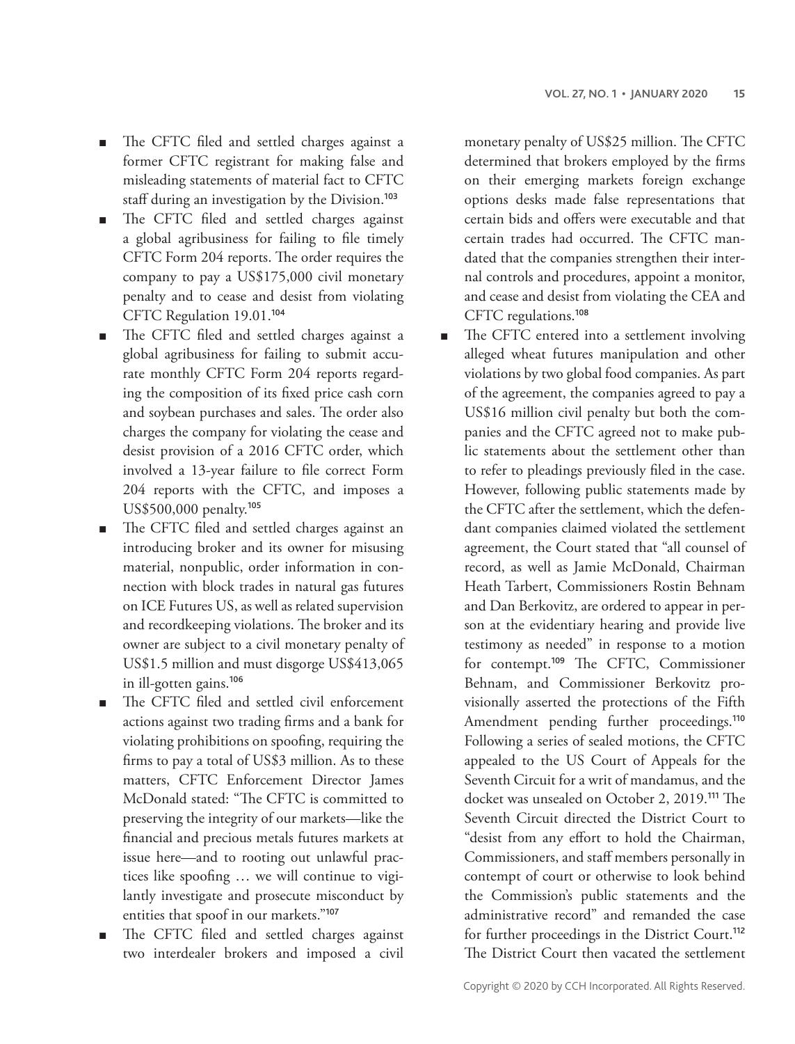- The CFTC filed and settled charges against a former CFTC registrant for making false and misleading statements of material fact to CFTC staff during an investigation by the Division.[103]
- The CFTC filed and settled charges against a global agribusiness for failing to file timely CFTC Form 204 reports. The order requires the company to pay a US$175,000 civil monetary penalty and to cease and desist from violating CFTC Regulation 19.01.[104]
- The CFTC filed and settled charges against a global agribusiness for failing to submit accurate monthly CFTC Form 204 reports regarding the composition of its fixed price cash corn and soybean purchases and sales. The order also charges the company for violating the cease and desist provision of a 2016 CFTC order, which involved a 13-year failure to file correct Form 204 reports with the CFTC, and imposes a US$500,000 penalty.[105]
- The CFTC filed and settled charges against an introducing broker and its owner for misusing material, nonpublic, order information in connection with block trades in natural gas futures on ICE Futures US, as well as related supervision and recordkeeping violations. The broker and its owner are subject to a civil monetary penalty of US$1.5 million and must disgorge US$413,065 in ill-gotten gains.[106]
- The CFTC filed and settled civil enforcement actions against two trading firms and a bank for violating prohibitions on spoofing, requiring the firms to pay a total of US$3 million. As to these matters, CFTC Enforcement Director James McDonald stated: "The CFTC is committed to preserving the integrity of our markets—like the financial and precious metals futures markets at issue here—and to rooting out unlawful practices like spoofing … we will continue to vigilantly investigate and prosecute misconduct by entities that spoof in our markets."[107]
- The CFTC filed and settled charges against two interdealer brokers and imposed a civil monetary penalty of US$25 million. The CFTC determined that brokers employed by the firms on their emerging markets foreign exchange options desks made false representations that certain bids and offers were executable and that certain trades had occurred. The CFTC mandated that the companies strengthen their internal controls and procedures, appoint a monitor, and cease and desist from violating the CEA and CFTC regulations.[108]
- The CFTC entered into a settlement involving alleged wheat futures manipulation and other violations by two global food companies. As part of the agreement, the companies agreed to pay a US$16 million civil penalty but both the companies and the CFTC agreed not to make public statements about the settlement other than to refer to pleadings previously filed in the case. However, following public statements made by the CFTC after the settlement, which the defendant companies claimed violated the settlement agreement, the Court stated that "all counsel of record, as well as Jamie McDonald, Chairman Heath Tarbert, Commissioners Rostin Behnam and Dan Berkovitz, are ordered to appear in person at the evidentiary hearing and provide live testimony as needed" in response to a motion for contempt.[109] The CFTC, Commissioner Behnam, and Commissioner Berkovitz provisionally asserted the protections of the Fifth Amendment pending further proceedings.[110] Following a series of sealed motions, the CFTC appealed to the US Court of Appeals for the Seventh Circuit for a writ of mandamus, and the docket was unsealed on October 2, 2019.[111] The Seventh Circuit directed the District Court to "desist from any effort to hold the Chairman, Commissioners, and staff members personally in contempt of court or otherwise to look behind the Commission's public statements and the administrative record" and remanded the case for further proceedings in the District Court.[112] The District Court then vacated the settlement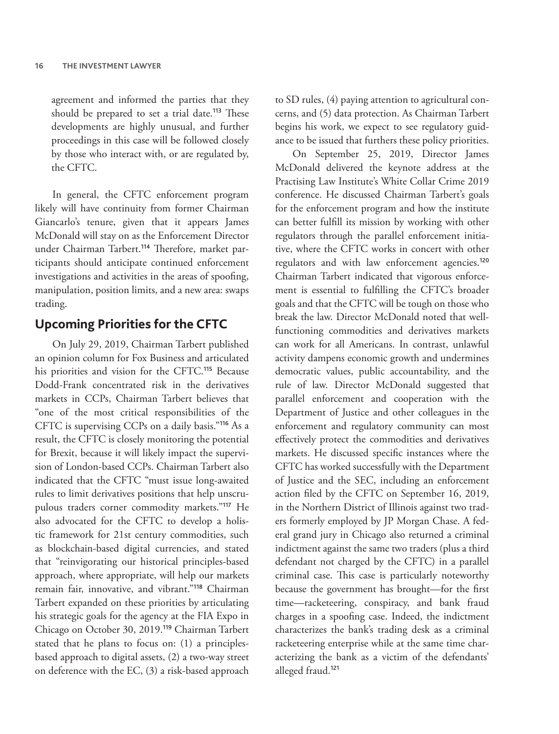agreement and informed the parties that they should be prepared to set a trial date.[113] These developments are highly unusual, and further proceedings in this case will be followed closely by those who interact with, or are regulated by, the CFTC.

In general, the CFTC enforcement program likely will have continuity from former Chairman Giancarlo's tenure, given that it appears James McDonald will stay on as the Enforcement Director under Chairman Tarbert.[114] Therefore, market participants should anticipate continued enforcement investigations and activities in the areas of spoofing, manipulation, position limits, and a new area: swaps trading.

## Upcoming Priorities for the CFTC

On July 29, 2019, Chairman Tarbert published an opinion column for Fox Business and articulated his priorities and vision for the CFTC.[115] Because Dodd-Frank concentrated risk in the derivatives markets in CCPs, Chairman Tarbert believes that "one of the most critical responsibilities of the CFTC is supervising CCPs on a daily basis."[116] As a result, the CFTC is closely monitoring the potential for Brexit, because it will likely impact the supervision of London-based CCPs. Chairman Tarbert also indicated that the CFTC "must issue long-awaited rules to limit derivatives positions that help unscrupulous traders corner commodity markets."[117] He also advocated for the CFTC to develop a holistic framework for 21st century commodities, such as blockchain-based digital currencies, and stated that "reinvigorating our historical principles-based approach, where appropriate, will help our markets remain fair, innovative, and vibrant."[118] Chairman Tarbert expanded on these priorities by articulating his strategic goals for the agency at the FIA Expo in Chicago on October 30, 2019.[119] Chairman Tarbert stated that he plans to focus on: (1) a principles-based approach to digital assets, (2) a two-way street on deference with the EC, (3) a risk-based approach to SD rules, (4) paying attention to agricultural concerns, and (5) data protection. As Chairman Tarbert begins his work, we expect to see regulatory guidance to be issued that furthers these policy priorities.

On September 25, 2019, Director James McDonald delivered the keynote address at the Practising Law Institute's White Collar Crime 2019 conference. He discussed Chairman Tarbert's goals for the enforcement program and how the institute can better fulfill its mission by working with other regulators through the parallel enforcement initiative, where the CFTC works in concert with other regulators and with law enforcement agencies.[120] Chairman Tarbert indicated that vigorous enforcement is essential to fulfilling the CFTC's broader goals and that the CFTC will be tough on those who break the law. Director McDonald noted that well-functioning commodities and derivatives markets can work for all Americans. In contrast, unlawful activity dampens economic growth and undermines democratic values, public accountability, and the rule of law. Director McDonald suggested that parallel enforcement and cooperation with the Department of Justice and other colleagues in the enforcement and regulatory community can most effectively protect the commodities and derivatives markets. He discussed specific instances where the CFTC has worked successfully with the Department of Justice and the SEC, including an enforcement action filed by the CFTC on September 16, 2019, in the Northern District of Illinois against two traders formerly employed by JP Morgan Chase. A federal grand jury in Chicago also returned a criminal indictment against the same two traders (plus a third defendant not charged by the CFTC) in a parallel criminal case. This case is particularly noteworthy because the government has brought—for the first time—racketeering, conspiracy, and bank fraud charges in a spoofing case. Indeed, the indictment characterizes the bank's trading desk as a criminal racketeering enterprise while at the same time characterizing the bank as a victim of the defendants' alleged fraud.[121]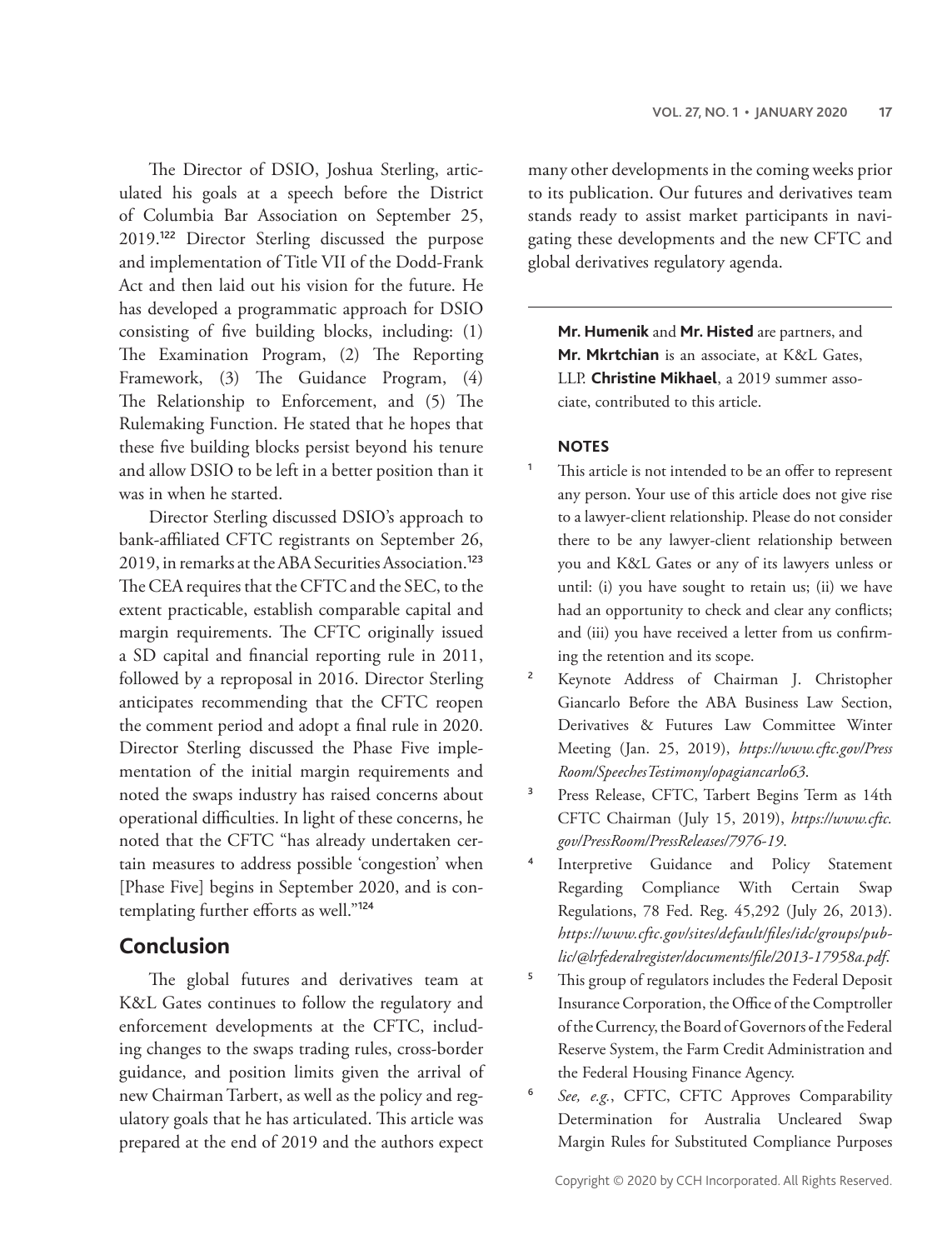The Director of DSIO, Joshua Sterling, articulated his goals at a speech before the District of Columbia Bar Association on September 25, 2019.[122] Director Sterling discussed the purpose and implementation of Title VII of the Dodd-Frank Act and then laid out his vision for the future. He has developed a programmatic approach for DSIO consisting of five building blocks, including: (1) The Examination Program, (2) The Reporting Framework, (3) The Guidance Program, (4) The Relationship to Enforcement, and (5) The Rulemaking Function. He stated that he hopes that these five building blocks persist beyond his tenure and allow DSIO to be left in a better position than it was in when he started.

Director Sterling discussed DSIO's approach to bank-affiliated CFTC registrants on September 26, 2019, in remarks at the ABA Securities Association.[123] The CEA requires that the CFTC and the SEC, to the extent practicable, establish comparable capital and margin requirements. The CFTC originally issued a SD capital and financial reporting rule in 2011, followed by a reproposal in 2016. Director Sterling anticipates recommending that the CFTC reopen the comment period and adopt a final rule in 2020. Director Sterling discussed the Phase Five implementation of the initial margin requirements and noted the swaps industry has raised concerns about operational difficulties. In light of these concerns, he noted that the CFTC "has already undertaken certain measures to address possible 'congestion' when [Phase Five] begins in September 2020, and is contemplating further efforts as well."[124]

## Conclusion

The global futures and derivatives team at K&L Gates continues to follow the regulatory and enforcement developments at the CFTC, including changes to the swaps trading rules, cross-border guidance, and position limits given the arrival of new Chairman Tarbert, as well as the policy and regulatory goals that he has articulated. This article was prepared at the end of 2019 and the authors expect many other developments in the coming weeks prior to its publication. Our futures and derivatives team stands ready to assist market participants in navigating these developments and the new CFTC and global derivatives regulatory agenda.

---

**Mr. Humenik** and **Mr. Histed** are partners, and **Mr. Mkrtchian** is an associate, at K&L Gates, LLP. **Christine Mikhael**, a 2019 summer associate, contributed to this article.

#### NOTES

1. This article is not intended to be an offer to represent any person. Your use of this article does not give rise to a lawyer-client relationship. Please do not consider there to be any lawyer-client relationship between you and K&L Gates or any of its lawyers unless or until: (i) you have sought to retain us; (ii) we have had an opportunity to check and clear any conflicts; and (iii) you have received a letter from us confirming the retention and its scope.
2. Keynote Address of Chairman J. Christopher Giancarlo Before the ABA Business Law Section, Derivatives & Futures Law Committee Winter Meeting (Jan. 25, 2019), *https://www.cftc.gov/PressRoom/SpeechesTestimony/opagiancarlo63*.
3. Press Release, CFTC, Tarbert Begins Term as 14th CFTC Chairman (July 15, 2019), *https://www.cftc.gov/PressRoom/PressReleases/7976-19*.
4. Interpretive Guidance and Policy Statement Regarding Compliance With Certain Swap Regulations, 78 Fed. Reg. 45,292 (July 26, 2013). *https://www.cftc.gov/sites/default/files/idc/groups/public/@lrfederalregister/documents/file/2013-17958a.pdf*.
5. This group of regulators includes the Federal Deposit Insurance Corporation, the Office of the Comptroller of the Currency, the Board of Governors of the Federal Reserve System, the Farm Credit Administration and the Federal Housing Finance Agency.
6. *See, e.g.*, CFTC, CFTC Approves Comparability Determination for Australia Uncleared Swap Margin Rules for Substituted Compliance Purposes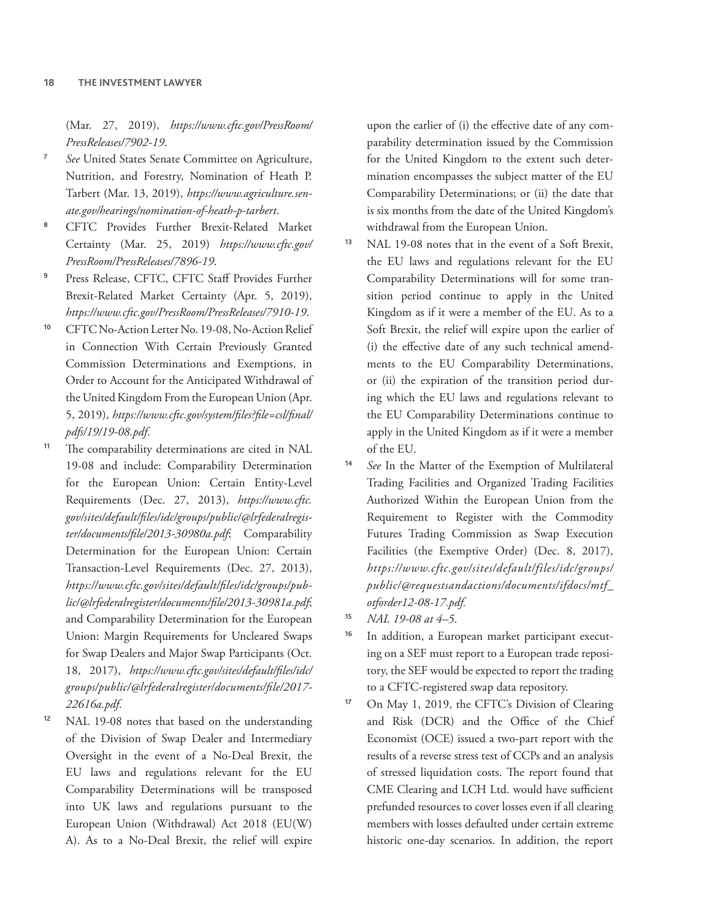(Mar. 27, 2019), *https://www.cftc.gov/PressRoom/PressReleases/7902-19*.

[7] *See* United States Senate Committee on Agriculture, Nutrition, and Forestry, Nomination of Heath P. Tarbert (Mar. 13, 2019), *https://www.agriculture.senate.gov/hearings/nomination-of-heath-p-tarbert*.

[8] CFTC Provides Further Brexit-Related Market Certainty (Mar. 25, 2019) *https://www.cftc.gov/PressRoom/PressReleases/7896-19*.

[9] Press Release, CFTC, CFTC Staff Provides Further Brexit-Related Market Certainty (Apr. 5, 2019), *https://www.cftc.gov/PressRoom/PressReleases/7910-19*.

[10] CFTC No-Action Letter No. 19-08, No-Action Relief in Connection With Certain Previously Granted Commission Determinations and Exemptions, in Order to Account for the Anticipated Withdrawal of the United Kingdom From the European Union (Apr. 5, 2019), *https://www.cftc.gov/system/files?file=csl/final/pdfs/19/19-08.pdf*.

[11] The comparability determinations are cited in NAL 19-08 and include: Comparability Determination for the European Union: Certain Entity-Level Requirements (Dec. 27, 2013), *https://www.cftc.gov/sites/default/files/idc/groups/public/@lrfederalregister/documents/file/2013-30980a.pdf*; Comparability Determination for the European Union: Certain Transaction-Level Requirements (Dec. 27, 2013), *https://www.cftc.gov/sites/default/files/idc/groups/public/@lrfederalregister/documents/file/2013-30981a.pdf*; and Comparability Determination for the European Union: Margin Requirements for Uncleared Swaps for Swap Dealers and Major Swap Participants (Oct. 18, 2017), *https://www.cftc.gov/sites/default/files/idc/groups/public/@lrfederalregister/documents/file/2017-22616a.pdf*.

[12] NAL 19-08 notes that based on the understanding of the Division of Swap Dealer and Intermediary Oversight in the event of a No-Deal Brexit, the EU laws and regulations relevant for the EU Comparability Determinations will be transposed into UK laws and regulations pursuant to the European Union (Withdrawal) Act 2018 (EU(W)A). As to a No-Deal Brexit, the relief will expire upon the earlier of (i) the effective date of any comparability determination issued by the Commission for the United Kingdom to the extent such determination encompasses the subject matter of the EU Comparability Determinations; or (ii) the date that is six months from the date of the United Kingdom's withdrawal from the European Union.

[13] NAL 19-08 notes that in the event of a Soft Brexit, the EU laws and regulations relevant for the EU Comparability Determinations will for some transition period continue to apply in the United Kingdom as if it were a member of the EU. As to a Soft Brexit, the relief will expire upon the earlier of (i) the effective date of any such technical amendments to the EU Comparability Determinations, or (ii) the expiration of the transition period during which the EU laws and regulations relevant to the EU Comparability Determinations continue to apply in the United Kingdom as if it were a member of the EU.

[14] *See* In the Matter of the Exemption of Multilateral Trading Facilities and Organized Trading Facilities Authorized Within the European Union from the Requirement to Register with the Commodity Futures Trading Commission as Swap Execution Facilities (the Exemptive Order) (Dec. 8, 2017), *https://www.cftc.gov/sites/default/files/idc/groups/public/@requestsandactions/documents/ifdocs/mtf_otforder12-08-17.pdf.*

[15] *NAL 19-08 at 4–5*.

[16] In addition, a European market participant executing on a SEF must report to a European trade repository, the SEF would be expected to report the trading to a CFTC-registered swap data repository.

[17] On May 1, 2019, the CFTC's Division of Clearing and Risk (DCR) and the Office of the Chief Economist (OCE) issued a two-part report with the results of a reverse stress test of CCPs and an analysis of stressed liquidation costs. The report found that CME Clearing and LCH Ltd. would have sufficient prefunded resources to cover losses even if all clearing members with losses defaulted under certain extreme historic one-day scenarios. In addition, the report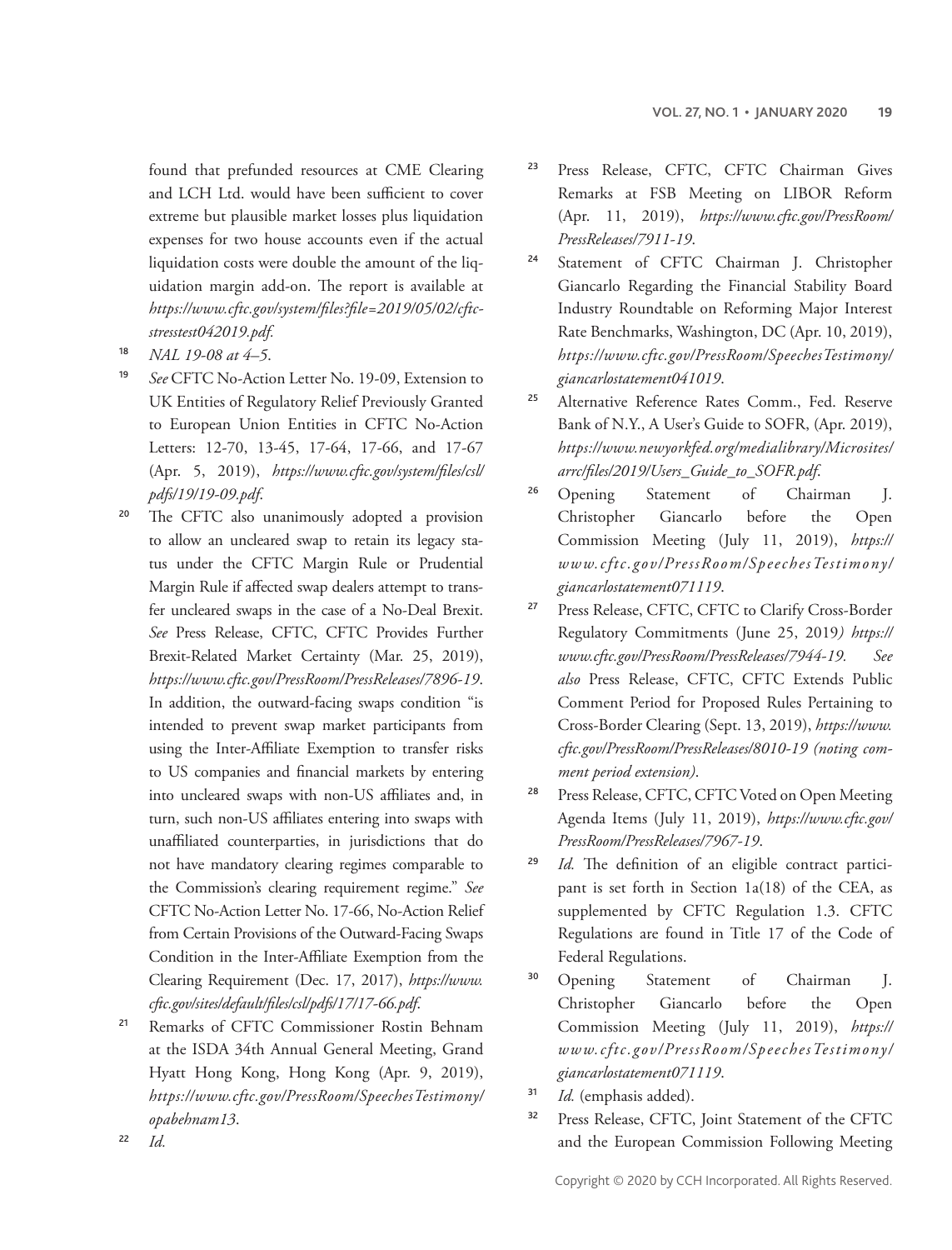found that prefunded resources at CME Clearing and LCH Ltd. would have been sufficient to cover extreme but plausible market losses plus liquidation expenses for two house accounts even if the actual liquidation costs were double the amount of the liquidation margin add-on. The report is available at *https://www.cftc.gov/system/files?file=2019/05/02/cftc-stresstest042019.pdf*.

[18] *NAL 19-08 at 4–5*.

[19] *See* CFTC No-Action Letter No. 19-09, Extension to UK Entities of Regulatory Relief Previously Granted to European Union Entities in CFTC No-Action Letters: 12-70, 13-45, 17-64, 17-66, and 17-67 (Apr. 5, 2019), *https://www.cftc.gov/system/files/csl/pdfs/19/19-09.pdf*.

[20] The CFTC also unanimously adopted a provision to allow an uncleared swap to retain its legacy status under the CFTC Margin Rule or Prudential Margin Rule if affected swap dealers attempt to transfer uncleared swaps in the case of a No-Deal Brexit. *See* Press Release, CFTC, CFTC Provides Further Brexit-Related Market Certainty (Mar. 25, 2019), *https://www.cftc.gov/PressRoom/PressReleases/7896-19*. In addition, the outward-facing swaps condition "is intended to prevent swap market participants from using the Inter-Affiliate Exemption to transfer risks to US companies and financial markets by entering into uncleared swaps with non-US affiliates and, in turn, such non-US affiliates entering into swaps with unaffiliated counterparties, in jurisdictions that do not have mandatory clearing regimes comparable to the Commission's clearing requirement regime." *See* CFTC No-Action Letter No. 17-66, No-Action Relief from Certain Provisions of the Outward-Facing Swaps Condition in the Inter-Affiliate Exemption from the Clearing Requirement (Dec. 17, 2017), *https://www.cftc.gov/sites/default/files/csl/pdfs/17/17-66.pdf*.

[21] Remarks of CFTC Commissioner Rostin Behnam at the ISDA 34th Annual General Meeting, Grand Hyatt Hong Kong, Hong Kong (Apr. 9, 2019), *https://www.cftc.gov/PressRoom/SpeechesTestimony/opabehnam13*.

[22] *Id.*

[23] Press Release, CFTC, CFTC Chairman Gives Remarks at FSB Meeting on LIBOR Reform (Apr. 11, 2019), *https://www.cftc.gov/PressRoom/PressReleases/7911-19*.

[24] Statement of CFTC Chairman J. Christopher Giancarlo Regarding the Financial Stability Board Industry Roundtable on Reforming Major Interest Rate Benchmarks, Washington, DC (Apr. 10, 2019), *https://www.cftc.gov/PressRoom/SpeechesTestimony/giancarlostatement041019*.

[25] Alternative Reference Rates Comm., Fed. Reserve Bank of N.Y., A User's Guide to SOFR, (Apr. 2019), *https://www.newyorkfed.org/medialibrary/Microsites/arrc/files/2019/Users_Guide_to_SOFR.pdf*.

[26] Opening Statement of Chairman J. Christopher Giancarlo before the Open Commission Meeting (July 11, 2019), *https://www.cftc.gov/PressRoom/SpeechesTestimony/giancarlostatement071119*.

[27] Press Release, CFTC, CFTC to Clarify Cross-Border Regulatory Commitments (June 25, 2019) *https://www.cftc.gov/PressRoom/PressReleases/7944-19*. *See also* Press Release, CFTC, CFTC Extends Public Comment Period for Proposed Rules Pertaining to Cross-Border Clearing (Sept. 13, 2019), *https://www.cftc.gov/PressRoom/PressReleases/8010-19 (noting comment period extension)*.

[28] Press Release, CFTC, CFTC Voted on Open Meeting Agenda Items (July 11, 2019), *https://www.cftc.gov/PressRoom/PressReleases/7967-19*.

[29] *Id.* The definition of an eligible contract participant is set forth in Section 1a(18) of the CEA, as supplemented by CFTC Regulation 1.3. CFTC Regulations are found in Title 17 of the Code of Federal Regulations.

[30] Opening Statement of Chairman J. Christopher Giancarlo before the Open Commission Meeting (July 11, 2019), *https://www.cftc.gov/PressRoom/SpeechesTestimony/giancarlostatement071119*.

[31] *Id.* (emphasis added).

[32] Press Release, CFTC, Joint Statement of the CFTC and the European Commission Following Meeting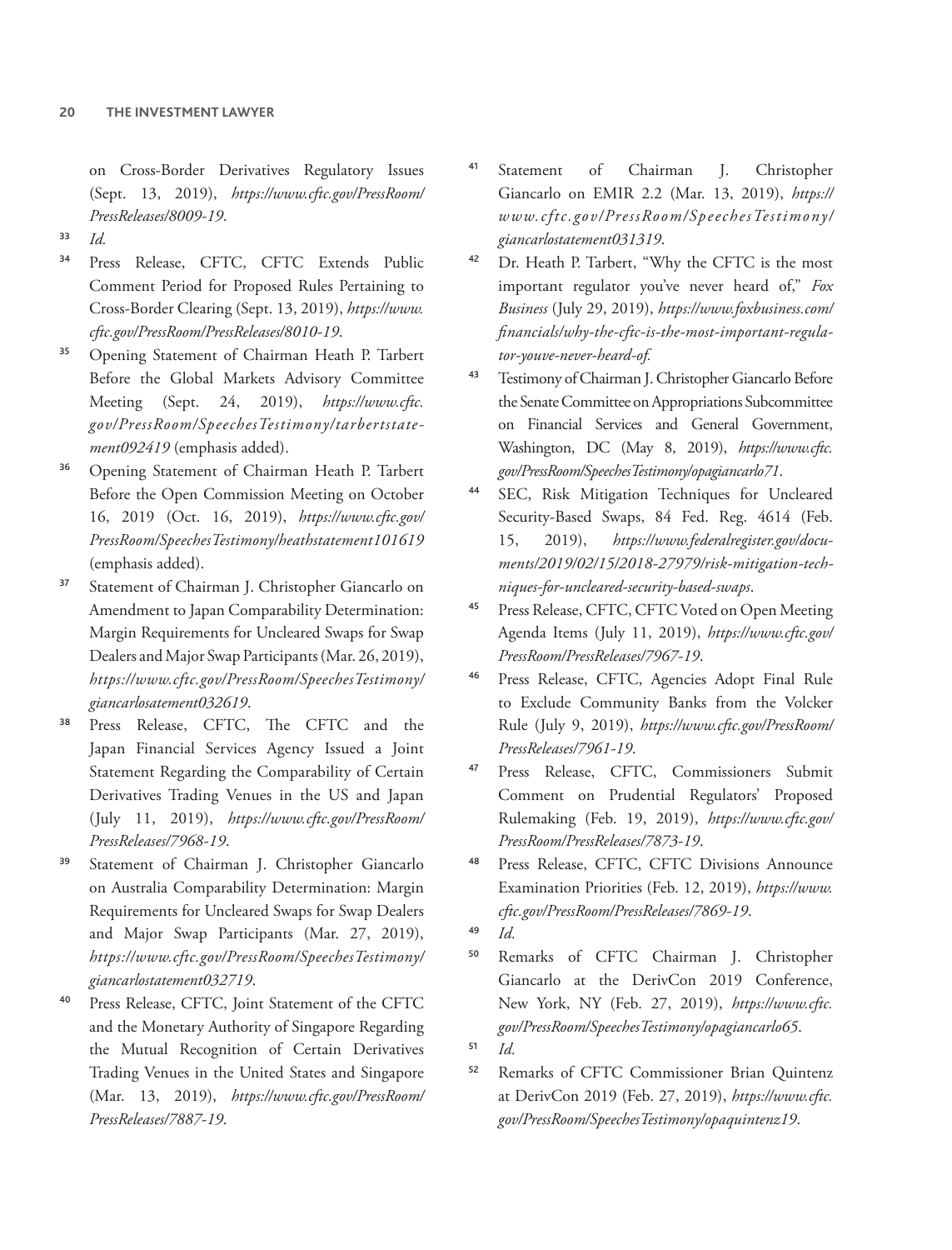on Cross-Border Derivatives Regulatory Issues (Sept. 13, 2019), *https://www.cftc.gov/PressRoom/PressReleases/8009-19*.

[33] *Id.*

[34] Press Release, CFTC, CFTC Extends Public Comment Period for Proposed Rules Pertaining to Cross-Border Clearing (Sept. 13, 2019), *https://www.cftc.gov/PressRoom/PressReleases/8010-19*.

[35] Opening Statement of Chairman Heath P. Tarbert Before the Global Markets Advisory Committee Meeting (Sept. 24, 2019), *https://www.cftc.gov/PressRoom/SpeechesTestimony/tarbertstatement092419* (emphasis added).

[36] Opening Statement of Chairman Heath P. Tarbert Before the Open Commission Meeting on October 16, 2019 (Oct. 16, 2019), *https://www.cftc.gov/PressRoom/SpeechesTestimony/heathstatement101619* (emphasis added).

[37] Statement of Chairman J. Christopher Giancarlo on Amendment to Japan Comparability Determination: Margin Requirements for Uncleared Swaps for Swap Dealers and Major Swap Participants (Mar. 26, 2019), *https://www.cftc.gov/PressRoom/SpeechesTestimony/giancarlosatement032619*.

[38] Press Release, CFTC, The CFTC and the Japan Financial Services Agency Issued a Joint Statement Regarding the Comparability of Certain Derivatives Trading Venues in the US and Japan (July 11, 2019), *https://www.cftc.gov/PressRoom/PressReleases/7968-19*.

[39] Statement of Chairman J. Christopher Giancarlo on Australia Comparability Determination: Margin Requirements for Uncleared Swaps for Swap Dealers and Major Swap Participants (Mar. 27, 2019), *https://www.cftc.gov/PressRoom/SpeechesTestimony/giancarlostatement032719*.

[40] Press Release, CFTC, Joint Statement of the CFTC and the Monetary Authority of Singapore Regarding the Mutual Recognition of Certain Derivatives Trading Venues in the United States and Singapore (Mar. 13, 2019), *https://www.cftc.gov/PressRoom/PressReleases/7887-19*.

[41] Statement of Chairman J. Christopher Giancarlo on EMIR 2.2 (Mar. 13, 2019), *https://www.cftc.gov/PressRoom/SpeechesTestimony/giancarlostatement031319*.

[42] Dr. Heath P. Tarbert, "Why the CFTC is the most important regulator you've never heard of," *Fox Business* (July 29, 2019), *https://www.foxbusiness.com/financials/why-the-cftc-is-the-most-important-regulator-youve-never-heard-of*.

[43] Testimony of Chairman J. Christopher Giancarlo Before the Senate Committee on Appropriations Subcommittee on Financial Services and General Government, Washington, DC (May 8, 2019), *https://www.cftc.gov/PressRoom/SpeechesTestimony/opagiancarlo71*.

[44] SEC, Risk Mitigation Techniques for Uncleared Security-Based Swaps, 84 Fed. Reg. 4614 (Feb. 15, 2019), *https://www.federalregister.gov/documents/2019/02/15/2018-27979/risk-mitigation-techniques-for-uncleared-security-based-swaps*.

[45] Press Release, CFTC, CFTC Voted on Open Meeting Agenda Items (July 11, 2019), *https://www.cftc.gov/PressRoom/PressReleases/7967-19*.

[46] Press Release, CFTC, Agencies Adopt Final Rule to Exclude Community Banks from the Volcker Rule (July 9, 2019), *https://www.cftc.gov/PressRoom/PressReleases/7961-19*.

[47] Press Release, CFTC, Commissioners Submit Comment on Prudential Regulators' Proposed Rulemaking (Feb. 19, 2019), *https://www.cftc.gov/PressRoom/PressReleases/7873-19*.

[48] Press Release, CFTC, CFTC Divisions Announce Examination Priorities (Feb. 12, 2019), *https://www.cftc.gov/PressRoom/PressReleases/7869-19*.

[49] *Id.*

[50] Remarks of CFTC Chairman J. Christopher Giancarlo at the DerivCon 2019 Conference, New York, NY (Feb. 27, 2019), *https://www.cftc.gov/PressRoom/SpeechesTestimony/opagiancarlo65*.

[51] *Id.*

[52] Remarks of CFTC Commissioner Brian Quintenz at DerivCon 2019 (Feb. 27, 2019), *https://www.cftc.gov/PressRoom/SpeechesTestimony/opaquintenz19*.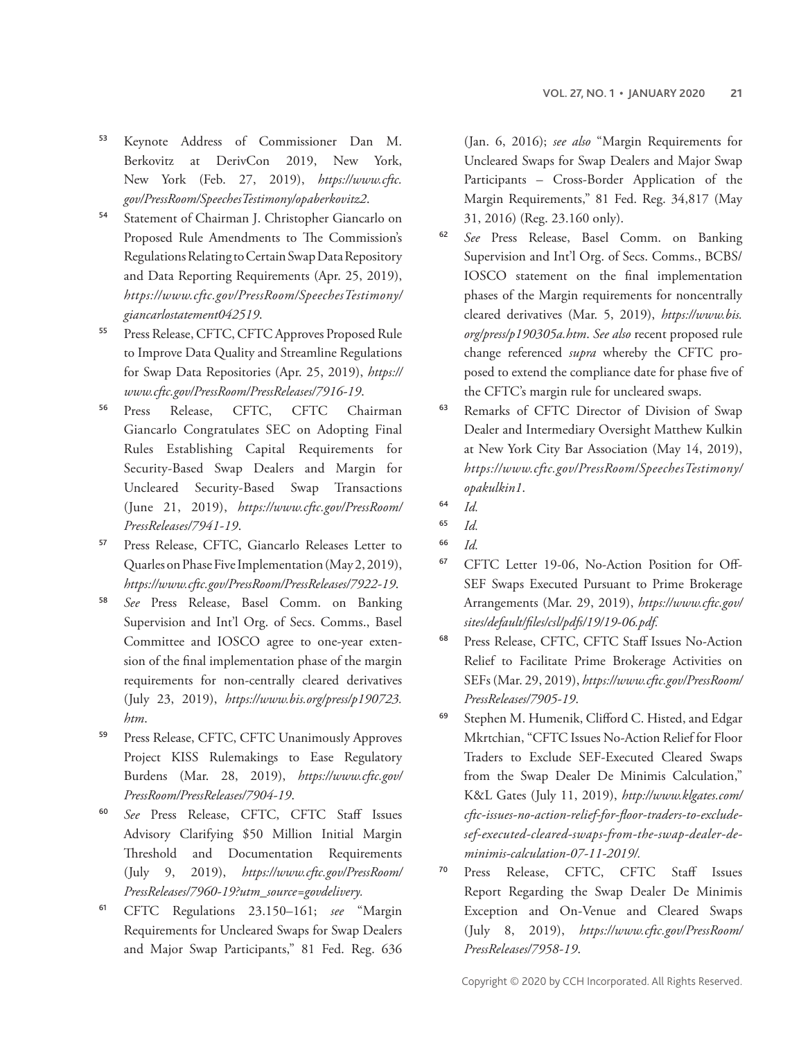53. Keynote Address of Commissioner Dan M. Berkovitz at DerivCon 2019, New York, New York (Feb. 27, 2019), *https://www.cftc.gov/PressRoom/SpeechesTestimony/opaberkovitz2*.

54. Statement of Chairman J. Christopher Giancarlo on Proposed Rule Amendments to The Commission's Regulations Relating to Certain Swap Data Repository and Data Reporting Requirements (Apr. 25, 2019), *https://www.cftc.gov/PressRoom/SpeechesTestimony/giancarlostatement042519*.

55. Press Release, CFTC, CFTC Approves Proposed Rule to Improve Data Quality and Streamline Regulations for Swap Data Repositories (Apr. 25, 2019), *https://www.cftc.gov/PressRoom/PressReleases/7916-19*.

56. Press Release, CFTC, CFTC Chairman Giancarlo Congratulates SEC on Adopting Final Rules Establishing Capital Requirements for Security-Based Swap Dealers and Margin for Uncleared Security-Based Swap Transactions (June 21, 2019), *https://www.cftc.gov/PressRoom/PressReleases/7941-19*.

57. Press Release, CFTC, Giancarlo Releases Letter to Quarles on Phase Five Implementation (May 2, 2019), *https://www.cftc.gov/PressRoom/PressReleases/7922-19*.

58. *See* Press Release, Basel Comm. on Banking Supervision and Int'l Org. of Secs. Comms., Basel Committee and IOSCO agree to one-year extension of the final implementation phase of the margin requirements for non-centrally cleared derivatives (July 23, 2019), *https://www.bis.org/press/p190723.htm*.

59. Press Release, CFTC, CFTC Unanimously Approves Project KISS Rulemakings to Ease Regulatory Burdens (Mar. 28, 2019), *https://www.cftc.gov/PressRoom/PressReleases/7904-19*.

60. *See* Press Release, CFTC, CFTC Staff Issues Advisory Clarifying $50 Million Initial Margin Threshold and Documentation Requirements (July 9, 2019), *https://www.cftc.gov/PressRoom/PressReleases/7960-19?utm_source=govdelivery.*

61. CFTC Regulations 23.150–161; *see* "Margin Requirements for Uncleared Swaps for Swap Dealers and Major Swap Participants," 81 Fed. Reg. 636 (Jan. 6, 2016); *see also* "Margin Requirements for Uncleared Swaps for Swap Dealers and Major Swap Participants – Cross-Border Application of the Margin Requirements," 81 Fed. Reg. 34,817 (May 31, 2016) (Reg. 23.160 only).

62. *See* Press Release, Basel Comm. on Banking Supervision and Int'l Org. of Secs. Comms., BCBS/IOSCO statement on the final implementation phases of the Margin requirements for noncentrally cleared derivatives (Mar. 5, 2019), *https://www.bis.org/press/p190305a.htm*. *See also* recent proposed rule change referenced *supra* whereby the CFTC proposed to extend the compliance date for phase five of the CFTC's margin rule for uncleared swaps.

63. Remarks of CFTC Director of Division of Swap Dealer and Intermediary Oversight Matthew Kulkin at New York City Bar Association (May 14, 2019), *https://www.cftc.gov/PressRoom/SpeechesTestimony/opakulkin1*.

64. *Id.*

65. *Id.*

66. *Id.*

67. CFTC Letter 19-06, No-Action Position for Off-SEF Swaps Executed Pursuant to Prime Brokerage Arrangements (Mar. 29, 2019), *https://www.cftc.gov/sites/default/files/csl/pdfs/19/19-06.pdf.*

68. Press Release, CFTC, CFTC Staff Issues No-Action Relief to Facilitate Prime Brokerage Activities on SEFs (Mar. 29, 2019), *https://www.cftc.gov/PressRoom/PressReleases/7905-19*.

69. Stephen M. Humenik, Clifford C. Histed, and Edgar Mkrtchian, "CFTC Issues No-Action Relief for Floor Traders to Exclude SEF-Executed Cleared Swaps from the Swap Dealer De Minimis Calculation," K&L Gates (July 11, 2019), *http://www.klgates.com/cftc-issues-no-action-relief-for-floor-traders-to-exclude-sef-executed-cleared-swaps-from-the-swap-dealer-de-minimis-calculation-07-11-2019/.*

70. Press Release, CFTC, CFTC Staff Issues Report Regarding the Swap Dealer De Minimis Exception and On-Venue and Cleared Swaps (July 8, 2019), *https://www.cftc.gov/PressRoom/PressReleases/7958-19*.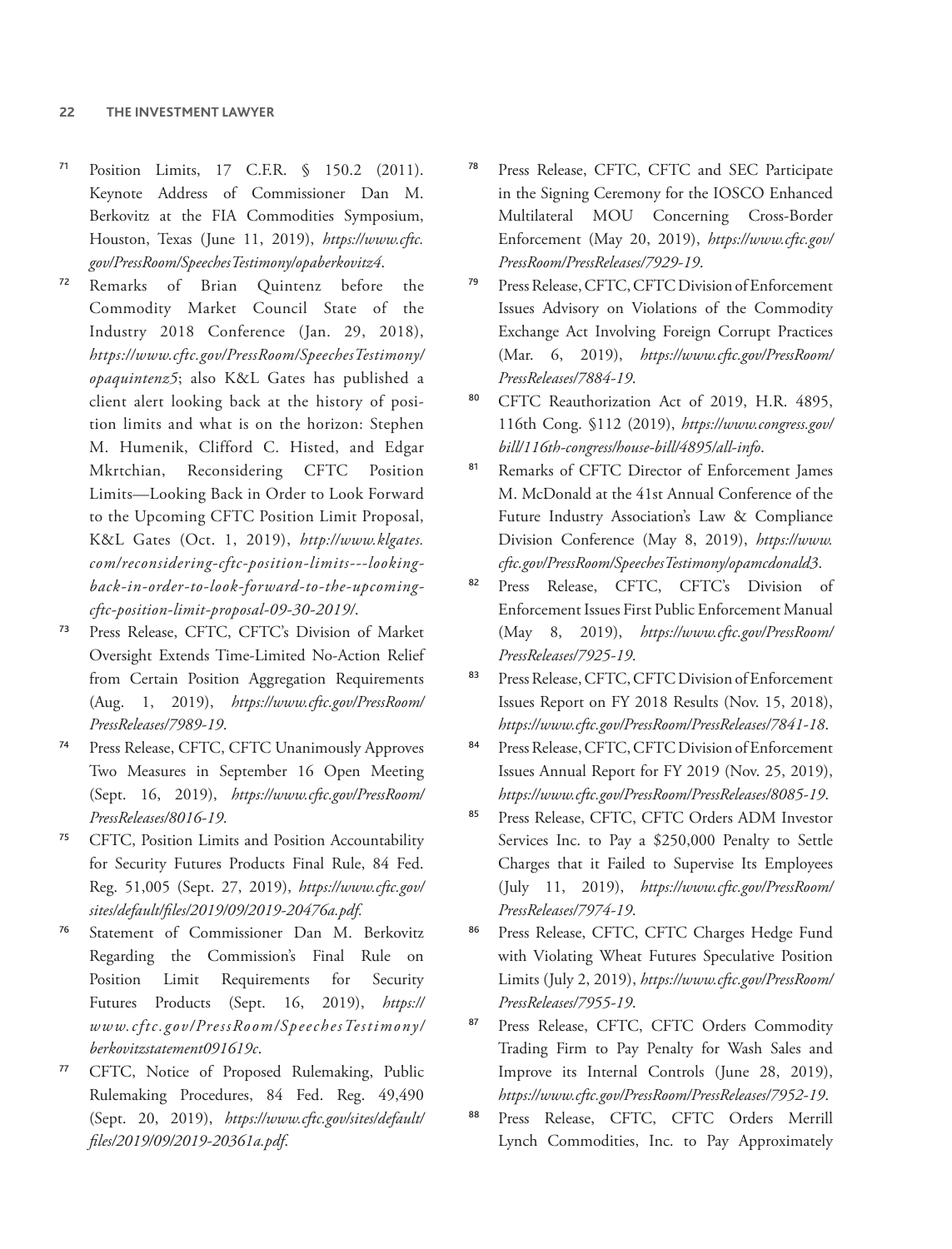71. Position Limits, 17 C.F.R. § 150.2 (2011). Keynote Address of Commissioner Dan M. Berkovitz at the FIA Commodities Symposium, Houston, Texas (June 11, 2019), *https://www.cftc.gov/PressRoom/SpeechesTestimony/opaberkovitz4*.

72. Remarks of Brian Quintenz before the Commodity Market Council State of the Industry 2018 Conference (Jan. 29, 2018), *https://www.cftc.gov/PressRoom/SpeechesTestimony/opaquintenz5*; also K&L Gates has published a client alert looking back at the history of position limits and what is on the horizon: Stephen M. Humenik, Clifford C. Histed, and Edgar Mkrtchian, Reconsidering CFTC Position Limits—Looking Back in Order to Look Forward to the Upcoming CFTC Position Limit Proposal, K&L Gates (Oct. 1, 2019), *http://www.klgates.com/reconsidering-cftc-position-limits---looking-back-in-order-to-look-forward-to-the-upcoming-cftc-position-limit-proposal-09-30-2019/*.

73. Press Release, CFTC, CFTC's Division of Market Oversight Extends Time-Limited No-Action Relief from Certain Position Aggregation Requirements (Aug. 1, 2019), *https://www.cftc.gov/PressRoom/PressReleases/7989-19*.

74. Press Release, CFTC, CFTC Unanimously Approves Two Measures in September 16 Open Meeting (Sept. 16, 2019), *https://www.cftc.gov/PressRoom/PressReleases/8016-19*.

75. CFTC, Position Limits and Position Accountability for Security Futures Products Final Rule, 84 Fed. Reg. 51,005 (Sept. 27, 2019), *https://www.cftc.gov/sites/default/files/2019/09/2019-20476a.pdf*.

76. Statement of Commissioner Dan M. Berkovitz Regarding the Commission's Final Rule on Position Limit Requirements for Security Futures Products (Sept. 16, 2019), *https://www.cftc.gov/PressRoom/SpeechesTestimony/berkovitzstatement091619c*.

77. CFTC, Notice of Proposed Rulemaking, Public Rulemaking Procedures, 84 Fed. Reg. 49,490 (Sept. 20, 2019), *https://www.cftc.gov/sites/default/files/2019/09/2019-20361a.pdf*.

78. Press Release, CFTC, CFTC and SEC Participate in the Signing Ceremony for the IOSCO Enhanced Multilateral MOU Concerning Cross-Border Enforcement (May 20, 2019), *https://www.cftc.gov/PressRoom/PressReleases/7929-19*.

79. Press Release, CFTC, CFTC Division of Enforcement Issues Advisory on Violations of the Commodity Exchange Act Involving Foreign Corrupt Practices (Mar. 6, 2019), *https://www.cftc.gov/PressRoom/PressReleases/7884-19*.

80. CFTC Reauthorization Act of 2019, H.R. 4895, 116th Cong. §112 (2019), *https://www.congress.gov/bill/116th-congress/house-bill/4895/all-info*.

81. Remarks of CFTC Director of Enforcement James M. McDonald at the 41st Annual Conference of the Future Industry Association's Law & Compliance Division Conference (May 8, 2019), *https://www.cftc.gov/PressRoom/SpeechesTestimony/opamcdonald3*.

82. Press Release, CFTC, CFTC's Division of Enforcement Issues First Public Enforcement Manual (May 8, 2019), *https://www.cftc.gov/PressRoom/PressReleases/7925-19*.

83. Press Release, CFTC, CFTC Division of Enforcement Issues Report on FY 2018 Results (Nov. 15, 2018), *https://www.cftc.gov/PressRoom/PressReleases/7841-18*.

84. Press Release, CFTC, CFTC Division of Enforcement Issues Annual Report for FY 2019 (Nov. 25, 2019), *https://www.cftc.gov/PressRoom/PressReleases/8085-19*.

85. Press Release, CFTC, CFTC Orders ADM Investor Services Inc. to Pay a $250,000 Penalty to Settle Charges that it Failed to Supervise Its Employees (July 11, 2019), *https://www.cftc.gov/PressRoom/PressReleases/7974-19*.

86. Press Release, CFTC, CFTC Charges Hedge Fund with Violating Wheat Futures Speculative Position Limits (July 2, 2019), *https://www.cftc.gov/PressRoom/PressReleases/7955-19*.

87. Press Release, CFTC, CFTC Orders Commodity Trading Firm to Pay Penalty for Wash Sales and Improve its Internal Controls (June 28, 2019), *https://www.cftc.gov/PressRoom/PressReleases/7952-19*.

88. Press Release, CFTC, CFTC Orders Merrill Lynch Commodities, Inc. to Pay Approximately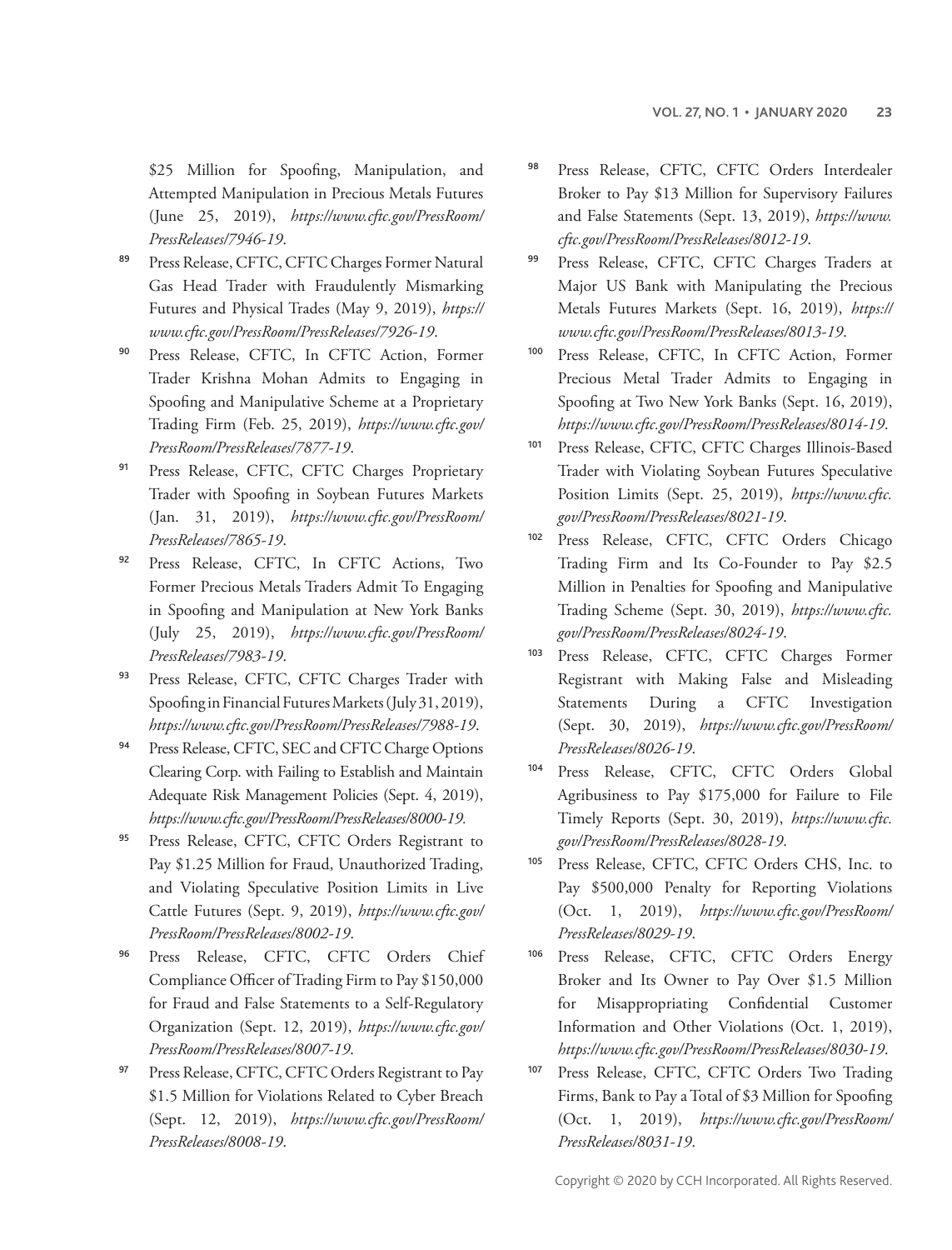$25 Million for Spoofing, Manipulation, and Attempted Manipulation in Precious Metals Futures (June 25, 2019), *https://www.cftc.gov/PressRoom/PressReleases/7946-19*.

[89] Press Release, CFTC, CFTC Charges Former Natural Gas Head Trader with Fraudulently Mismarking Futures and Physical Trades (May 9, 2019), *https://www.cftc.gov/PressRoom/PressReleases/7926-19*.

[90] Press Release, CFTC, In CFTC Action, Former Trader Krishna Mohan Admits to Engaging in Spoofing and Manipulative Scheme at a Proprietary Trading Firm (Feb. 25, 2019), *https://www.cftc.gov/PressRoom/PressReleases/7877-19*.

[91] Press Release, CFTC, CFTC Charges Proprietary Trader with Spoofing in Soybean Futures Markets (Jan. 31, 2019), *https://www.cftc.gov/PressRoom/PressReleases/7865-19*.

[92] Press Release, CFTC, In CFTC Actions, Two Former Precious Metals Traders Admit To Engaging in Spoofing and Manipulation at New York Banks (July 25, 2019), *https://www.cftc.gov/PressRoom/PressReleases/7983-19*.

[93] Press Release, CFTC, CFTC Charges Trader with Spoofing in Financial Futures Markets (July 31, 2019), *https://www.cftc.gov/PressRoom/PressReleases/7988-19*.

[94] Press Release, CFTC, SEC and CFTC Charge Options Clearing Corp. with Failing to Establish and Maintain Adequate Risk Management Policies (Sept. 4, 2019), *https://www.cftc.gov/PressRoom/PressReleases/8000-19*.

[95] Press Release, CFTC, CFTC Orders Registrant to Pay $1.25 Million for Fraud, Unauthorized Trading, and Violating Speculative Position Limits in Live Cattle Futures (Sept. 9, 2019), *https://www.cftc.gov/PressRoom/PressReleases/8002-19*.

[96] Press Release, CFTC, CFTC Orders Chief Compliance Officer of Trading Firm to Pay $150,000 for Fraud and False Statements to a Self-Regulatory Organization (Sept. 12, 2019), *https://www.cftc.gov/PressRoom/PressReleases/8007-19*.

[97] Press Release, CFTC, CFTC Orders Registrant to Pay $1.5 Million for Violations Related to Cyber Breach (Sept. 12, 2019), *https://www.cftc.gov/PressRoom/PressReleases/8008-19*.

[98] Press Release, CFTC, CFTC Orders Interdealer Broker to Pay $13 Million for Supervisory Failures and False Statements (Sept. 13, 2019), *https://www.cftc.gov/PressRoom/PressReleases/8012-19*.

[99] Press Release, CFTC, CFTC Charges Traders at Major US Bank with Manipulating the Precious Metals Futures Markets (Sept. 16, 2019), *https://www.cftc.gov/PressRoom/PressReleases/8013-19*.

[100] Press Release, CFTC, In CFTC Action, Former Precious Metal Trader Admits to Engaging in Spoofing at Two New York Banks (Sept. 16, 2019), *https://www.cftc.gov/PressRoom/PressReleases/8014-19*.

[101] Press Release, CFTC, CFTC Charges Illinois-Based Trader with Violating Soybean Futures Speculative Position Limits (Sept. 25, 2019), *https://www.cftc.gov/PressRoom/PressReleases/8021-19*.

[102] Press Release, CFTC, CFTC Orders Chicago Trading Firm and Its Co-Founder to Pay $2.5 Million in Penalties for Spoofing and Manipulative Trading Scheme (Sept. 30, 2019), *https://www.cftc.gov/PressRoom/PressReleases/8024-19*.

[103] Press Release, CFTC, CFTC Charges Former Registrant with Making False and Misleading Statements During a CFTC Investigation (Sept. 30, 2019), *https://www.cftc.gov/PressRoom/PressReleases/8026-19*.

[104] Press Release, CFTC, CFTC Orders Global Agribusiness to Pay $175,000 for Failure to File Timely Reports (Sept. 30, 2019), *https://www.cftc.gov/PressRoom/PressReleases/8028-19*.

[105] Press Release, CFTC, CFTC Orders CHS, Inc. to Pay $500,000 Penalty for Reporting Violations (Oct. 1, 2019), *https://www.cftc.gov/PressRoom/PressReleases/8029-19*.

[106] Press Release, CFTC, CFTC Orders Energy Broker and Its Owner to Pay Over $1.5 Million for Misappropriating Confidential Customer Information and Other Violations (Oct. 1, 2019), *https://www.cftc.gov/PressRoom/PressReleases/8030-19*.

[107] Press Release, CFTC, CFTC Orders Two Trading Firms, Bank to Pay a Total of $3 Million for Spoofing (Oct. 1, 2019), *https://www.cftc.gov/PressRoom/PressReleases/8031-19*.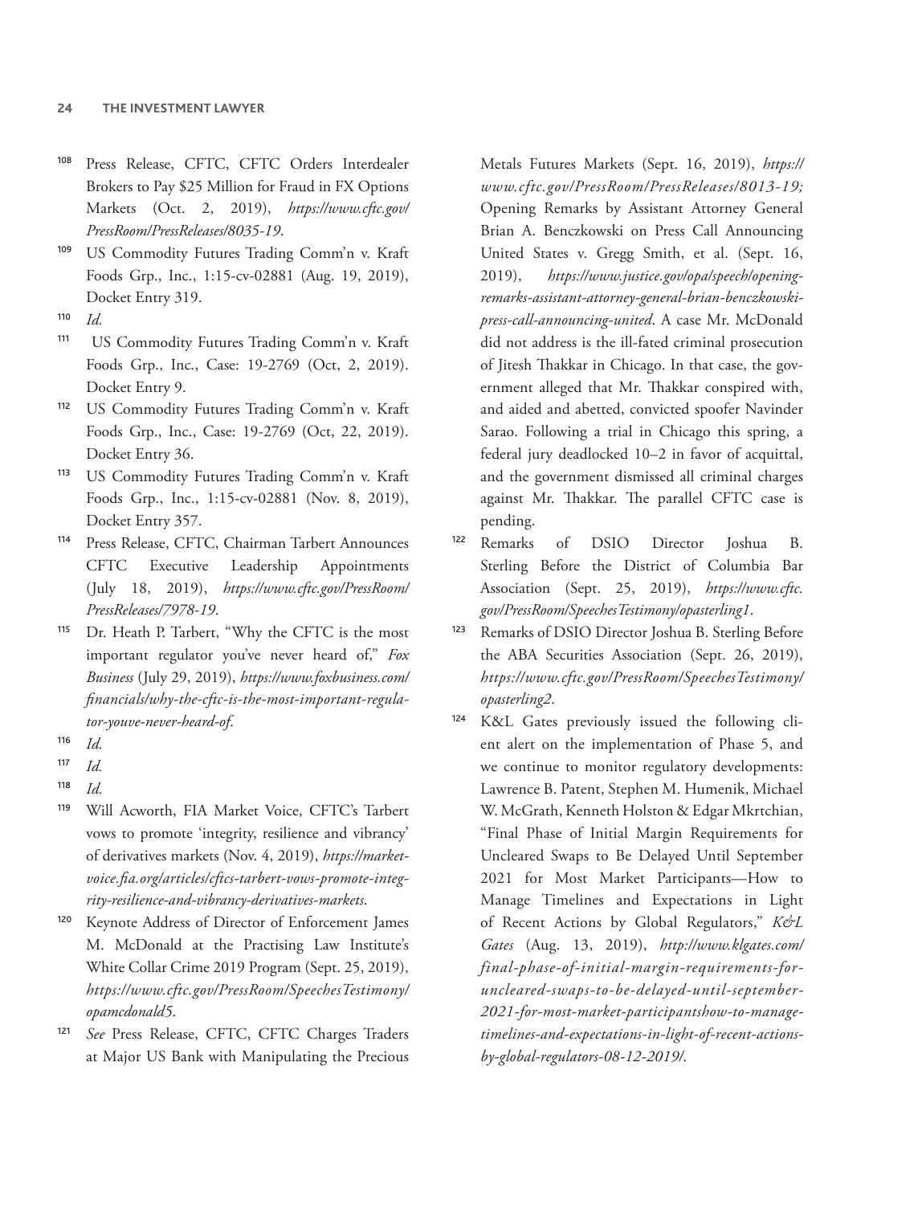[108] Press Release, CFTC, CFTC Orders Interdealer Brokers to Pay $25 Million for Fraud in FX Options Markets (Oct. 2, 2019), *https://www.cftc.gov/PressRoom/PressReleases/8035-19*.

[109] US Commodity Futures Trading Comm'n v. Kraft Foods Grp., Inc., 1:15-cv-02881 (Aug. 19, 2019), Docket Entry 319.

[110] *Id.*

[111] US Commodity Futures Trading Comm'n v. Kraft Foods Grp., Inc., Case: 19-2769 (Oct, 2, 2019). Docket Entry 9.

[112] US Commodity Futures Trading Comm'n v. Kraft Foods Grp., Inc., Case: 19-2769 (Oct, 22, 2019). Docket Entry 36.

[113] US Commodity Futures Trading Comm'n v. Kraft Foods Grp., Inc., 1:15-cv-02881 (Nov. 8, 2019), Docket Entry 357.

[114] Press Release, CFTC, Chairman Tarbert Announces CFTC Executive Leadership Appointments (July 18, 2019), *https://www.cftc.gov/PressRoom/PressReleases/7978-19*.

[115] Dr. Heath P. Tarbert, "Why the CFTC is the most important regulator you've never heard of," *Fox Business* (July 29, 2019), *https://www.foxbusiness.com/financials/why-the-cftc-is-the-most-important-regulator-youve-never-heard-of*.

[116] *Id.*

[117] *Id.*

[118] *Id.*

[119] Will Acworth, FIA Market Voice, CFTC's Tarbert vows to promote 'integrity, resilience and vibrancy' of derivatives markets (Nov. 4, 2019), *https://marketvoice.fia.org/articles/cftcs-tarbert-vows-promote-integrity-resilience-and-vibrancy-derivatives-markets*.

[120] Keynote Address of Director of Enforcement James M. McDonald at the Practising Law Institute's White Collar Crime 2019 Program (Sept. 25, 2019), *https://www.cftc.gov/PressRoom/SpeechesTestimony/opamcdonald5*.

[121] *See* Press Release, CFTC, CFTC Charges Traders at Major US Bank with Manipulating the Precious Metals Futures Markets (Sept. 16, 2019), *https://www.cftc.gov/PressRoom/PressReleases/8013-19;* Opening Remarks by Assistant Attorney General Brian A. Benczkowski on Press Call Announcing United States v. Gregg Smith, et al. (Sept. 16, 2019), *https://www.justice.gov/opa/speech/opening-remarks-assistant-attorney-general-brian-benczkowski-press-call-announcing-united*. A case Mr. McDonald did not address is the ill-fated criminal prosecution of Jitesh Thakkar in Chicago. In that case, the government alleged that Mr. Thakkar conspired with, and aided and abetted, convicted spoofer Navinder Sarao. Following a trial in Chicago this spring, a federal jury deadlocked 10–2 in favor of acquittal, and the government dismissed all criminal charges against Mr. Thakkar. The parallel CFTC case is pending.

[122] Remarks of DSIO Director Joshua B. Sterling Before the District of Columbia Bar Association (Sept. 25, 2019), *https://www.cftc.gov/PressRoom/SpeechesTestimony/opasterling1*.

[123] Remarks of DSIO Director Joshua B. Sterling Before the ABA Securities Association (Sept. 26, 2019), *https://www.cftc.gov/PressRoom/SpeechesTestimony/opasterling2*.

[124] K&L Gates previously issued the following client alert on the implementation of Phase 5, and we continue to monitor regulatory developments: Lawrence B. Patent, Stephen M. Humenik, Michael W. McGrath, Kenneth Holston & Edgar Mkrtchian, "Final Phase of Initial Margin Requirements for Uncleared Swaps to Be Delayed Until September 2021 for Most Market Participants—How to Manage Timelines and Expectations in Light of Recent Actions by Global Regulators," *K&L Gates* (Aug. 13, 2019), *http://www.klgates.com/final-phase-of-initial-margin-requirements-for-uncleared-swaps-to-be-delayed-until-september-2021-for-most-market-participantshow-to-manage-timelines-and-expectations-in-light-of-recent-actions-by-global-regulators-08-12-2019/*.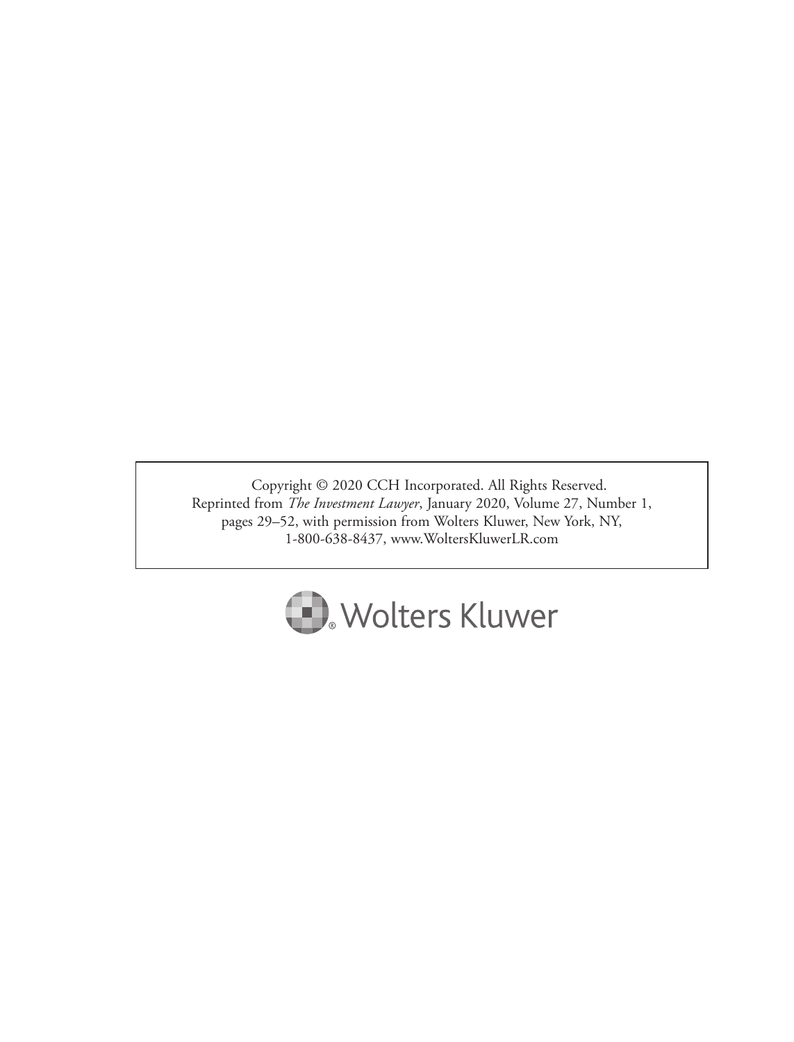Copyright © 2020 CCH Incorporated. All Rights Reserved.
Reprinted from *The Investment Lawyer*, January 2020, Volume 27, Number 1, pages 29–52, with permission from Wolters Kluwer, New York, NY, 1-800-638-8437, www.WoltersKluwerLR.com

Wolters Kluwer